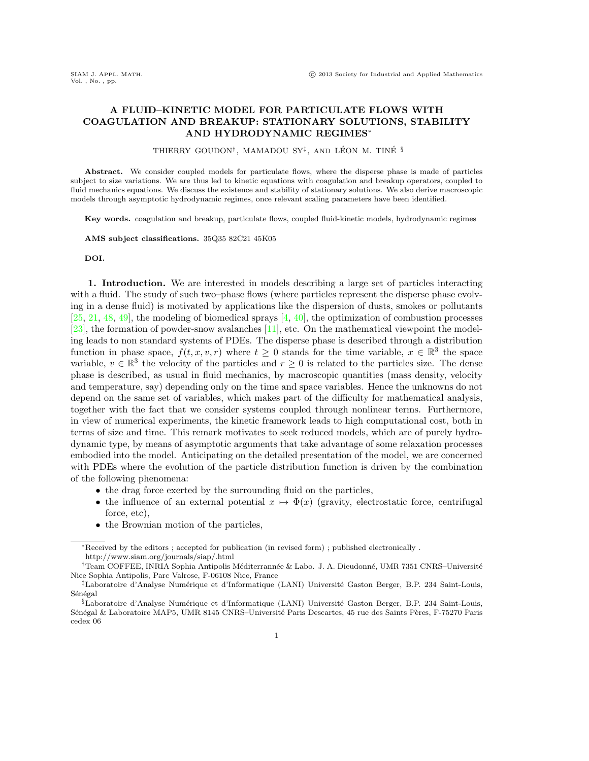# A FLUID–KINETIC MODEL FOR PARTICULATE FLOWS WITH COAGULATION AND BREAKUP: STATIONARY SOLUTIONS, STABILITY AND HYDRODYNAMIC REGIMES*

THIERRY GOUDON†, MAMADOU SY‡, AND LÉON M. TINÉ §

**Abstract.** We consider coupled models for particulate flows, where the disperse phase is made of particles subject to size variations. We are thus led to kinetic equations with coagulation and breakup operators, coupled to fluid mechanics equations. We discuss the existence and stability of stationary solutions. We also derive macroscopic models through asymptotic hydrodynamic regimes, once relevant scaling parameters have been identified.

**Key words.** coagulation and breakup, particulate flows, coupled fluid-kinetic models, hydrodynamic regimes

**AMS subject classifications.** 35Q35 82C21 45K05

**DOI.**

**1. Introduction.** We are interested in models describing a large set of particles interacting with a fluid. The study of such two–phase flows (where particles represent the disperse phase evolving in a dense fluid) is motivated by applications like the dispersion of dusts, smokes or pollutants [25, 21, 48, 49], the modeling of biomedical sprays [4, 40], the optimization of combustion processes [23], the formation of powder-snow avalanches [11], etc. On the mathematical viewpoint the modeling leads to non standard systems of PDEs. The disperse phase is described through a distribution function in phase space, $f(t, x, v, r)$ where $t \geq 0$ stands for the time variable, $x \in \mathbb{R}^3$ the space variable, $v \in \mathbb{R}^3$ the velocity of the particles and $r \geq 0$ is related to the particles size. The dense phase is described, as usual in fluid mechanics, by macroscopic quantities (mass density, velocity and temperature, say) depending only on the time and space variables. Hence the unknowns do not depend on the same set of variables, which makes part of the difficulty for mathematical analysis, together with the fact that we consider systems coupled through nonlinear terms. Furthermore, in view of numerical experiments, the kinetic framework leads to high computational cost, both in terms of size and time. This remark motivates to seek reduced models, which are of purely hydrodynamic type, by means of asymptotic arguments that take advantage of some relaxation processes embodied into the model. Anticipating on the detailed presentation of the model, we are concerned with PDEs where the evolution of the particle distribution function is driven by the combination of the following phenomena:

- the drag force exerted by the surrounding fluid on the particles,
- the influence of an external potential $x \mapsto \Phi(x)$ (gravity, electrostatic force, centrifugal force, etc),
- the Brownian motion of the particles,

---

*Received by the editors ; accepted for publication (in revised form) ; published electronically .
http://www.siam.org/journals/siap/.html

†Team COFFEE, INRIA Sophia Antipolis Méditerrannée & Labo. J. A. Dieudonné, UMR 7351 CNRS–Université Nice Sophia Antipolis, Parc Valrose, F-06108 Nice, France

‡Laboratoire d'Analyse Numérique et d'Informatique (LANI) Université Gaston Berger, B.P. 234 Saint-Louis, Sénégal

§Laboratoire d'Analyse Numérique et d'Informatique (LANI) Université Gaston Berger, B.P. 234 Saint-Louis, Sénégal & Laboratoire MAP5, UMR 8145 CNRS–Université Paris Descartes, 45 rue des Saints Pères, F-75270 Paris cedex 06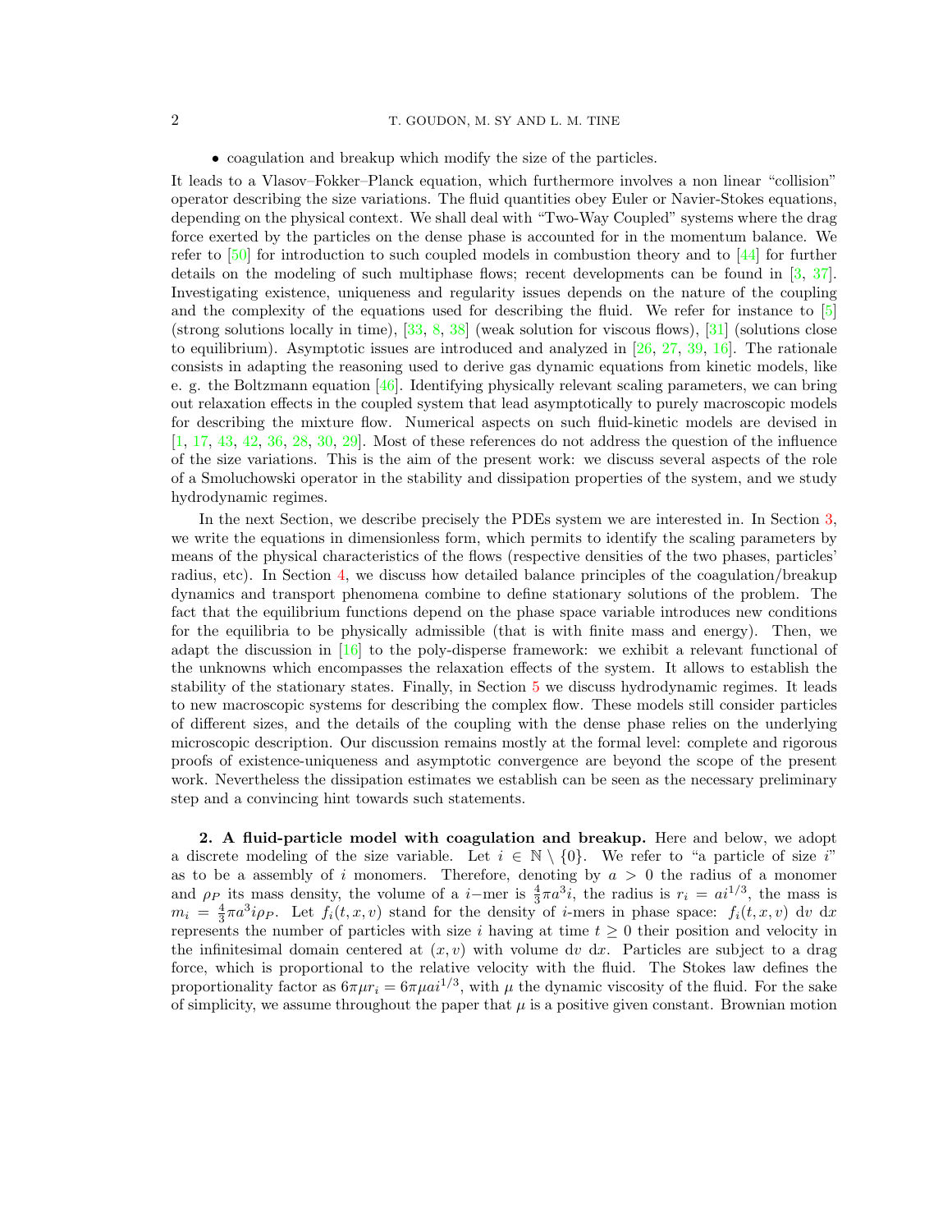- coagulation and breakup which modify the size of the particles.

It leads to a Vlasov–Fokker–Planck equation, which furthermore involves a non linear "collision" operator describing the size variations. The fluid quantities obey Euler or Navier-Stokes equations, depending on the physical context. We shall deal with "Two-Way Coupled" systems where the drag force exerted by the particles on the dense phase is accounted for in the momentum balance. We refer to [50] for introduction to such coupled models in combustion theory and to [44] for further details on the modeling of such multiphase flows; recent developments can be found in [3, 37]. Investigating existence, uniqueness and regularity issues depends on the nature of the coupling and the complexity of the equations used for describing the fluid. We refer for instance to [5] (strong solutions locally in time), [33, 8, 38] (weak solution for viscous flows), [31] (solutions close to equilibrium). Asymptotic issues are introduced and analyzed in [26, 27, 39, 16]. The rationale consists in adapting the reasoning used to derive gas dynamic equations from kinetic models, like e. g. the Boltzmann equation [46]. Identifying physically relevant scaling parameters, we can bring out relaxation effects in the coupled system that lead asymptotically to purely macroscopic models for describing the mixture flow. Numerical aspects on such fluid-kinetic models are devised in [1, 17, 43, 42, 36, 28, 30, 29]. Most of these references do not address the question of the influence of the size variations. This is the aim of the present work: we discuss several aspects of the role of a Smoluchowski operator in the stability and dissipation properties of the system, and we study hydrodynamic regimes.

In the next Section, we describe precisely the PDEs system we are interested in. In Section 3, we write the equations in dimensionless form, which permits to identify the scaling parameters by means of the physical characteristics of the flows (respective densities of the two phases, particles' radius, etc). In Section 4, we discuss how detailed balance principles of the coagulation/breakup dynamics and transport phenomena combine to define stationary solutions of the problem. The fact that the equilibrium functions depend on the phase space variable introduces new conditions for the equilibria to be physically admissible (that is with finite mass and energy). Then, we adapt the discussion in [16] to the poly-disperse framework: we exhibit a relevant functional of the unknowns which encompasses the relaxation effects of the system. It allows to establish the stability of the stationary states. Finally, in Section 5 we discuss hydrodynamic regimes. It leads to new macroscopic systems for describing the complex flow. These models still consider particles of different sizes, and the details of the coupling with the dense phase relies on the underlying microscopic description. Our discussion remains mostly at the formal level: complete and rigorous proofs of existence-uniqueness and asymptotic convergence are beyond the scope of the present work. Nevertheless the dissipation estimates we establish can be seen as the necessary preliminary step and a convincing hint towards such statements.

## 2. A fluid-particle model with coagulation and breakup.

Here and below, we adopt a discrete modeling of the size variable. Let $i \in \mathbb{N} \setminus \{0\}$. We refer to "a particle of size $i$" as to be a assembly of $i$ monomers. Therefore, denoting by $a > 0$ the radius of a monomer and $\rho_P$ its mass density, the volume of a $i-$mer is $\frac{4}{3}\pi a^3 i$, the radius is $r_i = a i^{1/3}$, the mass is $m_i = \frac{4}{3}\pi a^3 i \rho_P$. Let $f_i(t, x, v)$ stand for the density of $i$-mers in phase space: $f_i(t, x, v)\ \mathrm{d}v\ \mathrm{d}x$ represents the number of particles with size $i$ having at time $t \geq 0$ their position and velocity in the infinitesimal domain centered at $(x, v)$ with volume $\mathrm{d}v\ \mathrm{d}x$. Particles are subject to a drag force, which is proportional to the relative velocity with the fluid. The Stokes law defines the proportionality factor as $6\pi\mu r_i = 6\pi\mu a i^{1/3}$, with $\mu$ the dynamic viscosity of the fluid. For the sake of simplicity, we assume throughout the paper that $\mu$ is a positive given constant. Brownian motion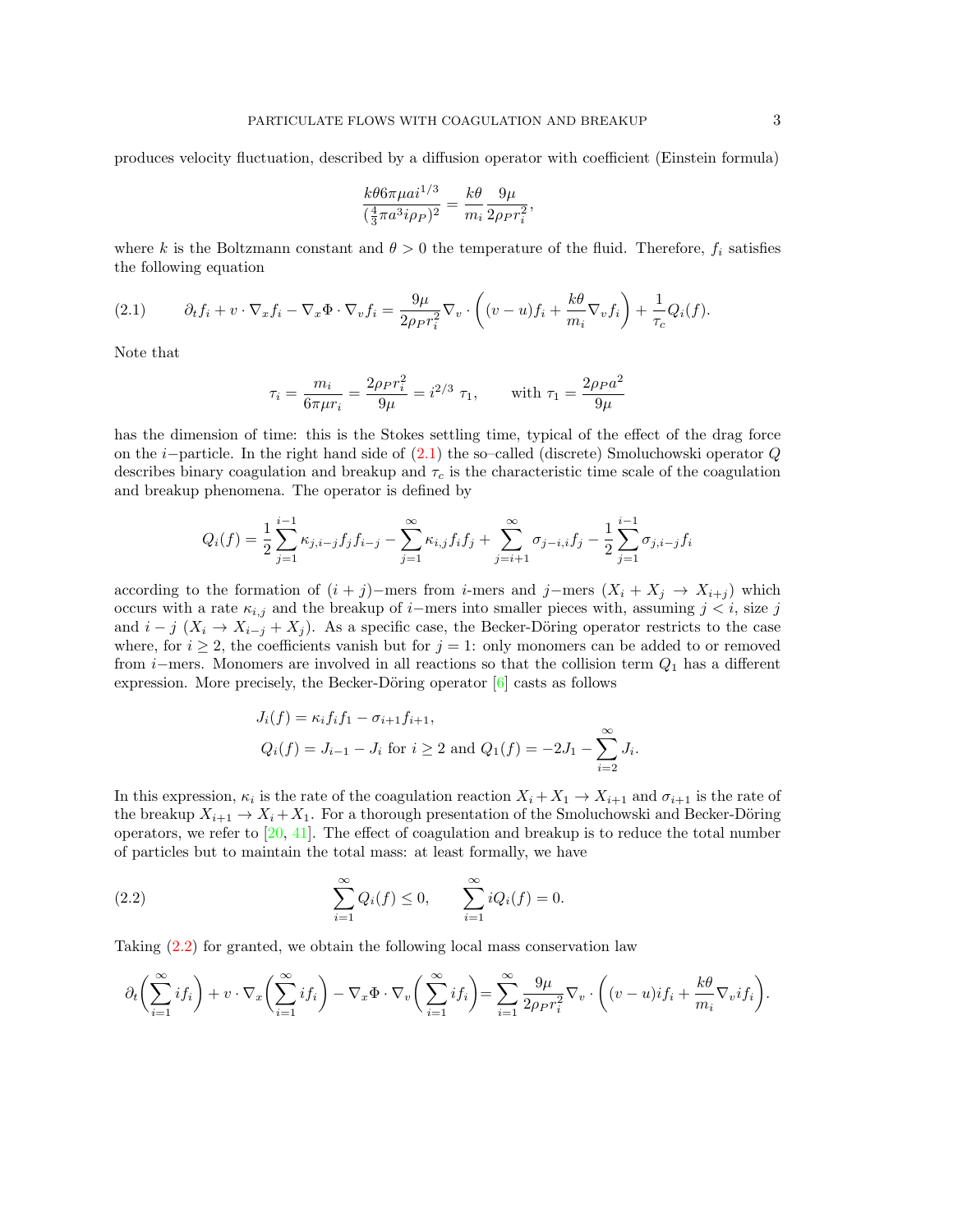produces velocity fluctuation, described by a diffusion operator with coefficient (Einstein formula)

$$\frac{k\theta 6\pi\mu a i^{1/3}}{(\frac{4}{3}\pi a^3 i\rho_P)^2} = \frac{k\theta}{m_i}\frac{9\mu}{2\rho_P r_i^2},$$

where $k$ is the Boltzmann constant and $\theta > 0$ the temperature of the fluid. Therefore, $f_i$ satisfies the following equation

$$\partial_t f_i + v\cdot\nabla_x f_i - \nabla_x\Phi\cdot\nabla_v f_i = \frac{9\mu}{2\rho_P r_i^2}\nabla_v\cdot\left((v-u)f_i + \frac{k\theta}{m_i}\nabla_v f_i\right) + \frac{1}{\tau_c}Q_i(f). \tag{2.1}$$

Note that

$$\tau_i = \frac{m_i}{6\pi\mu r_i} = \frac{2\rho_P r_i^2}{9\mu} = i^{2/3}\ \tau_1, \qquad \text{with } \tau_1 = \frac{2\rho_P a^2}{9\mu}$$

has the dimension of time: this is the Stokes settling time, typical of the effect of the drag force on the $i-$particle. In the right hand side of (2.1) the so–called (discrete) Smoluchowski operator $Q$ describes binary coagulation and breakup and $\tau_c$ is the characteristic time scale of the coagulation and breakup phenomena. The operator is defined by

$$Q_i(f) = \frac{1}{2}\sum_{j=1}^{i-1}\kappa_{j,i-j}f_j f_{i-j} - \sum_{j=1}^{\infty}\kappa_{i,j}f_i f_j + \sum_{j=i+1}^{\infty}\sigma_{j-i,i}f_j - \frac{1}{2}\sum_{j=1}^{i-1}\sigma_{j,i-j}f_i$$

according to the formation of $(i+j)-$mers from $i$-mers and $j-$mers ($X_i + X_j \to X_{i+j}$) which occurs with a rate $\kappa_{i,j}$ and the breakup of $i-$mers into smaller pieces with, assuming $j < i$, size $j$ and $i-j$ ($X_i \to X_{i-j} + X_j$). As a specific case, the Becker-Döring operator restricts to the case where, for $i \geq 2$, the coefficients vanish but for $j = 1$: only monomers can be added to or removed from $i-$mers. Monomers are involved in all reactions so that the collision term $Q_1$ has a different expression. More precisely, the Becker-Döring operator [6] casts as follows

$$J_i(f) = \kappa_i f_i f_1 - \sigma_{i+1}f_{i+1},$$
$$Q_i(f) = J_{i-1} - J_i \text{ for } i \geq 2 \text{ and } Q_1(f) = -2J_1 - \sum_{i=2}^{\infty}J_i.$$

In this expression, $\kappa_i$ is the rate of the coagulation reaction $X_i + X_1 \to X_{i+1}$ and $\sigma_{i+1}$ is the rate of the breakup $X_{i+1} \to X_i + X_1$. For a thorough presentation of the Smoluchowski and Becker-Döring operators, we refer to [20, 41]. The effect of coagulation and breakup is to reduce the total number of particles but to maintain the total mass: at least formally, we have

$$\sum_{i=1}^{\infty}Q_i(f) \leq 0, \qquad \sum_{i=1}^{\infty}iQ_i(f) = 0. \tag{2.2}$$

Taking (2.2) for granted, we obtain the following local mass conservation law

$$\partial_t\Big(\sum_{i=1}^{\infty}if_i\Big) + v\cdot\nabla_x\Big(\sum_{i=1}^{\infty}if_i\Big) - \nabla_x\Phi\cdot\nabla_v\Big(\sum_{i=1}^{\infty}if_i\Big) = \sum_{i=1}^{\infty}\frac{9\mu}{2\rho_P r_i^2}\nabla_v\cdot\left((v-u)if_i + \frac{k\theta}{m_i}\nabla_v if_i\right).$$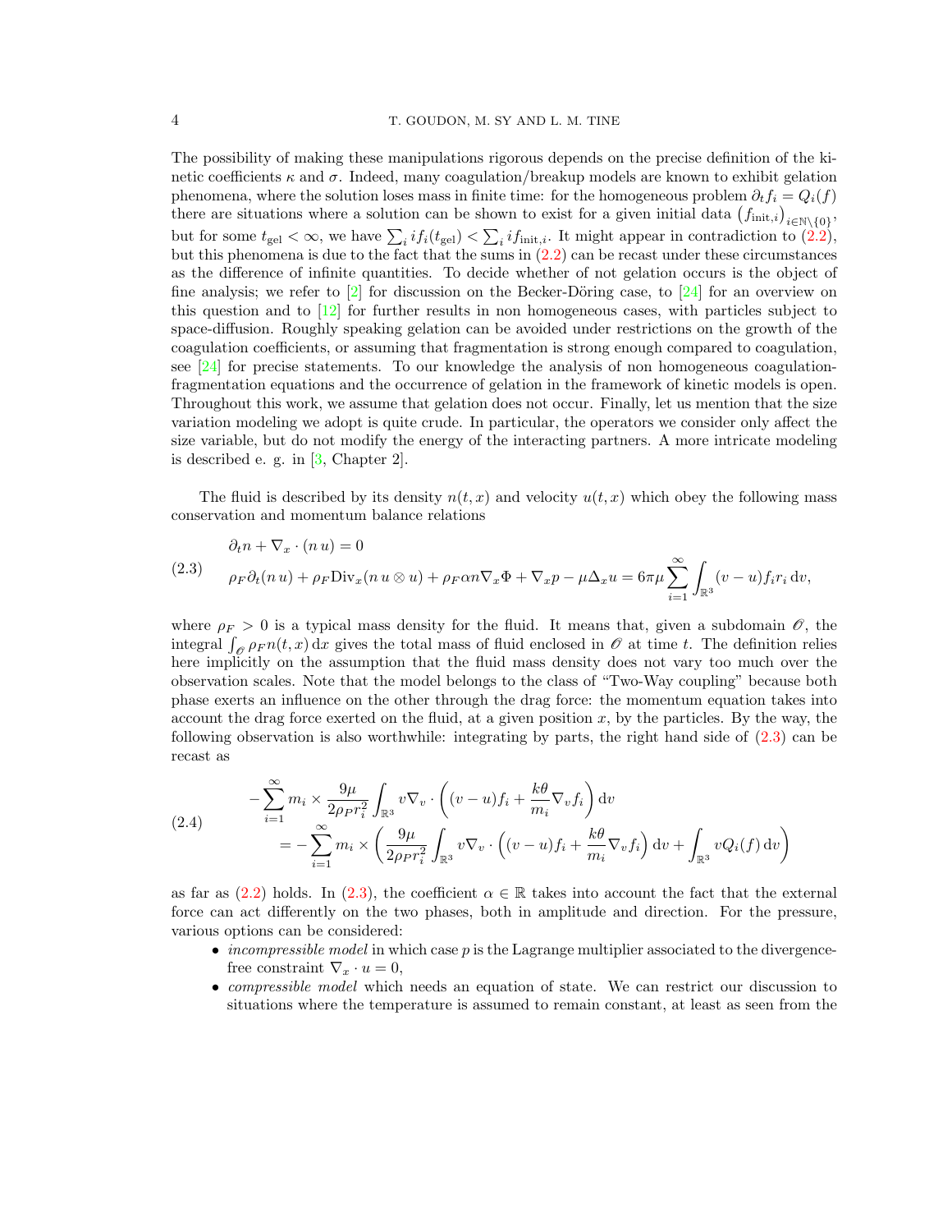The possibility of making these manipulations rigorous depends on the precise definition of the kinetic coefficients $\kappa$ and $\sigma$. Indeed, many coagulation/breakup models are known to exhibit gelation phenomena, where the solution loses mass in finite time: for the homogeneous problem $\partial_t f_i = Q_i(f)$ there are situations where a solution can be shown to exist for a given initial data $\left(f_{\text{init},i}\right)_{i\in\mathbb{N}\setminus\{0\}}$, but for some $t_{\text{gel}} < \infty$, we have $\sum_i i f_i(t_{\text{gel}}) < \sum_i i f_{\text{init},i}$. It might appear in contradiction to (2.2), but this phenomena is due to the fact that the sums in (2.2) can be recast under these circumstances as the difference of infinite quantities. To decide whether of not gelation occurs is the object of fine analysis; we refer to [2] for discussion on the Becker-Döring case, to [24] for an overview on this question and to [12] for further results in non homogeneous cases, with particles subject to space-diffusion. Roughly speaking gelation can be avoided under restrictions on the growth of the coagulation coefficients, or assuming that fragmentation is strong enough compared to coagulation, see [24] for precise statements. To our knowledge the analysis of non homogeneous coagulation-fragmentation equations and the occurrence of gelation in the framework of kinetic models is open. Throughout this work, we assume that gelation does not occur. Finally, let us mention that the size variation modeling we adopt is quite crude. In particular, the operators we consider only affect the size variable, but do not modify the energy of the interacting partners. A more intricate modeling is described e. g. in [3, Chapter 2].

The fluid is described by its density $n(t,x)$ and velocity $u(t,x)$ which obey the following mass conservation and momentum balance relations

$$
\begin{aligned}
&\partial_t n + \nabla_x \cdot (n\, u) = 0\\
&\rho_F \partial_t (n\, u) + \rho_F \text{Div}_x (n\, u \otimes u) + \rho_F \alpha n \nabla_x \Phi + \nabla_x p - \mu \Delta_x u = 6\pi\mu \sum_{i=1}^{\infty} \int_{\mathbb{R}^3} (v-u) f_i r_i \,\text{d}v,
\end{aligned}
\tag{2.3}
$$

where $\rho_F > 0$ is a typical mass density for the fluid. It means that, given a subdomain $\mathscr{O}$, the integral $\int_{\mathscr{O}} \rho_F n(t,x)\,\text{d}x$ gives the total mass of fluid enclosed in $\mathscr{O}$ at time $t$. The definition relies here implicitly on the assumption that the fluid mass density does not vary too much over the observation scales. Note that the model belongs to the class of "Two-Way coupling" because both phase exerts an influence on the other through the drag force: the momentum equation takes into account the drag force exerted on the fluid, at a given position $x$, by the particles. By the way, the following observation is also worthwhile: integrating by parts, the right hand side of (2.3) can be recast as

$$
\begin{aligned}
&-\sum_{i=1}^{\infty} m_i \times \frac{9\mu}{2\rho_P r_i^2} \int_{\mathbb{R}^3} v \nabla_v \cdot \left( (v-u) f_i + \frac{k\theta}{m_i} \nabla_v f_i \right) \text{d}v\\
&\qquad = -\sum_{i=1}^{\infty} m_i \times \left( \frac{9\mu}{2\rho_P r_i^2} \int_{\mathbb{R}^3} v \nabla_v \cdot \left( (v-u) f_i + \frac{k\theta}{m_i} \nabla_v f_i \right) \text{d}v + \int_{\mathbb{R}^3} v Q_i(f)\,\text{d}v \right)
\end{aligned}
\tag{2.4}
$$

as far as (2.2) holds. In (2.3), the coefficient $\alpha \in \mathbb{R}$ takes into account the fact that the external force can act differently on the two phases, both in amplitude and direction. For the pressure, various options can be considered:

- *incompressible model* in which case $p$ is the Lagrange multiplier associated to the divergence-free constraint $\nabla_x \cdot u = 0$,
- *compressible model* which needs an equation of state. We can restrict our discussion to situations where the temperature is assumed to remain constant, at least as seen from the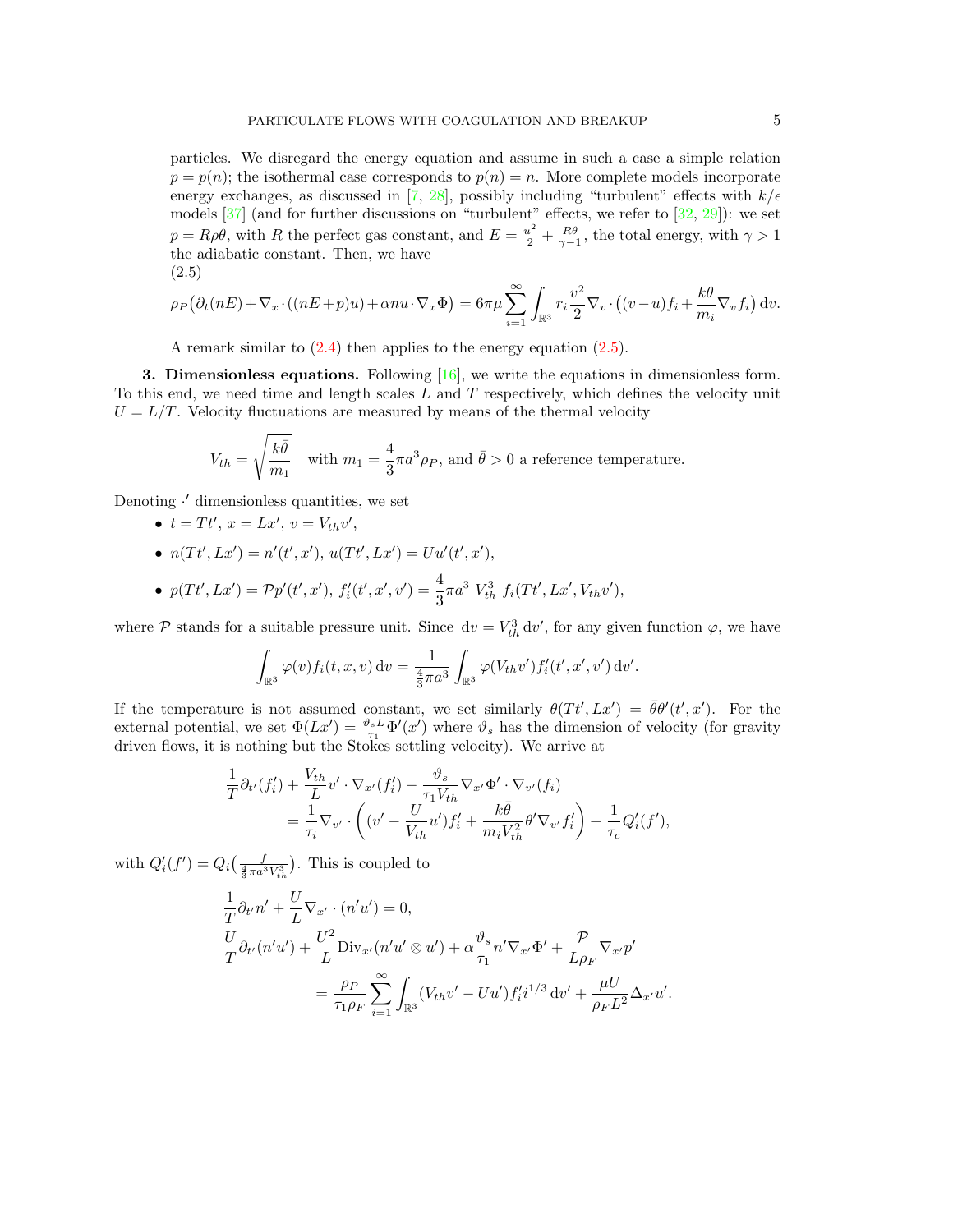particles. We disregard the energy equation and assume in such a case a simple relation $p = p(n)$; the isothermal case corresponds to $p(n) = n$. More complete models incorporate energy exchanges, as discussed in [7, 28], possibly including "turbulent" effects with $k/\epsilon$ models [37] (and for further discussions on "turbulent" effects, we refer to [32, 29]): we set $p = R\rho\theta$, with $R$ the perfect gas constant, and $E = \frac{u^2}{2} + \frac{R\theta}{\gamma - 1}$, the total energy, with $\gamma > 1$ the adiabatic constant. Then, we have

(2.5)

$$\rho_P\big(\partial_t(nE) + \nabla_x \cdot ((nE+p)u) + \alpha n u \cdot \nabla_x \Phi\big) = 6\pi\mu \sum_{i=1}^{\infty} \int_{\mathbb{R}^3} r_i \frac{v^2}{2} \nabla_v \cdot \big((v-u)f_i + \frac{k\theta}{m_i}\nabla_v f_i\big)\,\mathrm{d}v.$$

A remark similar to (2.4) then applies to the energy equation (2.5).

**3. Dimensionless equations.** Following [16], we write the equations in dimensionless form. To this end, we need time and length scales $L$ and $T$ respectively, which defines the velocity unit $U = L/T$. Velocity fluctuations are measured by means of the thermal velocity

$$V_{th} = \sqrt{\frac{k\bar{\theta}}{m_1}} \quad \text{with } m_1 = \frac{4}{3}\pi a^3 \rho_P, \text{ and } \bar{\theta} > 0 \text{ a reference temperature.}$$

Denoting $\cdot'$ dimensionless quantities, we set

- $t = Tt'$, $x = Lx'$, $v = V_{th}v'$,
- $n(Tt', Lx') = n'(t', x')$, $u(Tt', Lx') = Uu'(t', x')$,
- $p(Tt', Lx') = \mathcal{P}p'(t', x')$, $f_i'(t', x', v') = \frac{4}{3}\pi a^3\ V_{th}^3\ f_i(Tt', Lx', V_{th}v')$,

where $\mathcal{P}$ stands for a suitable pressure unit. Since $\mathrm{d}v = V_{th}^3\,\mathrm{d}v'$, for any given function $\varphi$, we have

$$\int_{\mathbb{R}^3} \varphi(v) f_i(t, x, v)\,\mathrm{d}v = \frac{1}{\frac{4}{3}\pi a^3} \int_{\mathbb{R}^3} \varphi(V_{th}v') f_i'(t', x', v')\,\mathrm{d}v'.$$

If the temperature is not assumed constant, we set similarly $\theta(Tt', Lx') = \bar{\theta}\theta'(t', x')$. For the external potential, we set $\Phi(Lx') = \frac{\vartheta_s L}{\tau_1}\Phi'(x')$ where $\vartheta_s$ has the dimension of velocity (for gravity driven flows, it is nothing but the Stokes settling velocity). We arrive at

$$\begin{aligned} \frac{1}{T}\partial_{t'}(f_i') + \frac{V_{th}}{L} v' \cdot \nabla_{x'}(f_i') - \frac{\vartheta_s}{\tau_1 V_{th}} \nabla_{x'}\Phi' \cdot \nabla_{v'}(f_i) \\ = \frac{1}{\tau_i}\nabla_{v'} \cdot \left( (v' - \frac{U}{V_{th}}u')f_i' + \frac{k\bar{\theta}}{m_i V_{th}^2}\theta' \nabla_{v'} f_i' \right) + \frac{1}{\tau_c} Q_i'(f'), \end{aligned}$$

with $Q_i'(f') = Q_i\big(\frac{f}{\frac{4}{3}\pi a^3 V_{th}^3}\big)$. This is coupled to

$$\begin{aligned} &\frac{1}{T}\partial_{t'} n' + \frac{U}{L}\nabla_{x'} \cdot (n'u') = 0, \\ &\frac{U}{T}\partial_{t'}(n'u') + \frac{U^2}{L}\mathrm{Div}_{x'}(n'u' \otimes u') + \alpha\frac{\vartheta_s}{\tau_1} n' \nabla_{x'}\Phi' + \frac{\mathcal{P}}{L\rho_F}\nabla_{x'}p' \\ &\qquad = \frac{\rho_P}{\tau_1 \rho_F} \sum_{i=1}^{\infty} \int_{\mathbb{R}^3} (V_{th}v' - Uu') f_i' i^{1/3}\,\mathrm{d}v' + \frac{\mu U}{\rho_F L^2}\Delta_{x'} u'. \end{aligned}$$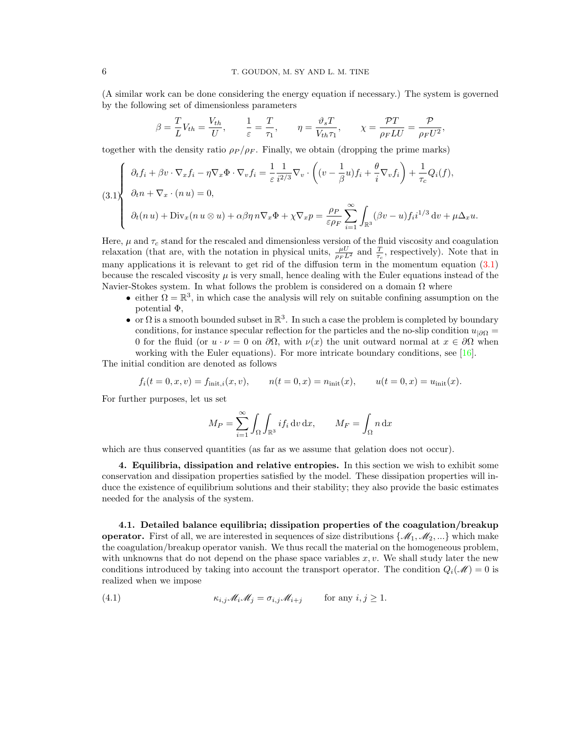(A similar work can be done considering the energy equation if necessary.) The system is governed by the following set of dimensionless parameters

$$\beta = \frac{T}{L}V_{th} = \frac{V_{th}}{U}, \qquad \frac{1}{\varepsilon} = \frac{T}{\tau_1}, \qquad \eta = \frac{\vartheta_s T}{V_{th}\tau_1}, \qquad \chi = \frac{\mathcal{P}T}{\rho_F LU} = \frac{\mathcal{P}}{\rho_F U^2},$$

together with the density ratio $\rho_P/\rho_F$. Finally, we obtain (dropping the prime marks)

$$\text{(3.1)} \begin{cases} \partial_t f_i + \beta v \cdot \nabla_x f_i - \eta \nabla_x \Phi \cdot \nabla_v f_i = \dfrac{1}{\varepsilon}\dfrac{1}{i^{2/3}}\nabla_v \cdot \left( (v - \dfrac{1}{\beta}u) f_i + \dfrac{\theta}{i}\nabla_v f_i \right) + \dfrac{1}{\tau_c} Q_i(f), \\ \partial_t n + \nabla_x \cdot (n\, u) = 0, \\ \partial_t (n\, u) + \mathrm{Div}_x(n\, u \otimes u) + \alpha\beta\eta\, n \nabla_x \Phi + \chi \nabla_x p = \dfrac{\rho_P}{\varepsilon \rho_F} \displaystyle\sum_{i=1}^{\infty} \int_{\mathbb{R}^3} (\beta v - u) f_i i^{1/3}\, \mathrm{d}v + \mu \Delta_x u. \end{cases}$$

Here, $\mu$ and $\tau_c$ stand for the rescaled and dimensionless version of the fluid viscosity and coagulation relaxation (that are, with the notation in physical units, $\frac{\mu U}{\rho_F L^2}$ and $\frac{T}{\tau_c}$, respectively). Note that in many applications it is relevant to get rid of the diffusion term in the momentum equation (3.1) because the rescaled viscosity $\mu$ is very small, hence dealing with the Euler equations instead of the Navier-Stokes system. In what follows the problem is considered on a domain $\Omega$ where

- either $\Omega = \mathbb{R}^3$, in which case the analysis will rely on suitable confining assumption on the potential $\Phi$,
- or $\Omega$ is a smooth bounded subset in $\mathbb{R}^3$. In such a case the problem is completed by boundary conditions, for instance specular reflection for the particles and the no-slip condition $u_{|\partial\Omega} = 0$ for the fluid (or $u \cdot \nu = 0$ on $\partial\Omega$, with $\nu(x)$ the unit outward normal at $x \in \partial\Omega$ when working with the Euler equations). For more intricate boundary conditions, see [16].

The initial condition are denoted as follows

$$f_i(t = 0, x, v) = f_{\mathrm{init},i}(x, v), \qquad n(t = 0, x) = n_{\mathrm{init}}(x), \qquad u(t = 0, x) = u_{\mathrm{init}}(x).$$

For further purposes, let us set

$$M_P = \sum_{i=1}^{\infty} \int_{\Omega} \int_{\mathbb{R}^3} i f_i \,\mathrm{d}v\,\mathrm{d}x, \qquad M_F = \int_{\Omega} n \,\mathrm{d}x$$

which are thus conserved quantities (as far as we assume that gelation does not occur).

**4. Equilibria, dissipation and relative entropies.** In this section we wish to exhibit some conservation and dissipation properties satisfied by the model. These dissipation properties will induce the existence of equilibrium solutions and their stability; they also provide the basic estimates needed for the analysis of the system.

**4.1. Detailed balance equilibria; dissipation properties of the coagulation/breakup operator.** First of all, we are interested in sequences of size distributions $\{\mathscr{M}_1, \mathscr{M}_2, ...\}$ which make the coagulation/breakup operator vanish. We thus recall the material on the homogeneous problem, with unknowns that do not depend on the phase space variables $x, v$. We shall study later the new conditions introduced by taking into account the transport operator. The condition $Q_i(\mathscr{M}) = 0$ is realized when we impose

$$\kappa_{i,j}\mathscr{M}_i\mathscr{M}_j = \sigma_{i,j}\mathscr{M}_{i+j} \qquad \text{for any } i, j \geq 1. \tag{4.1}$$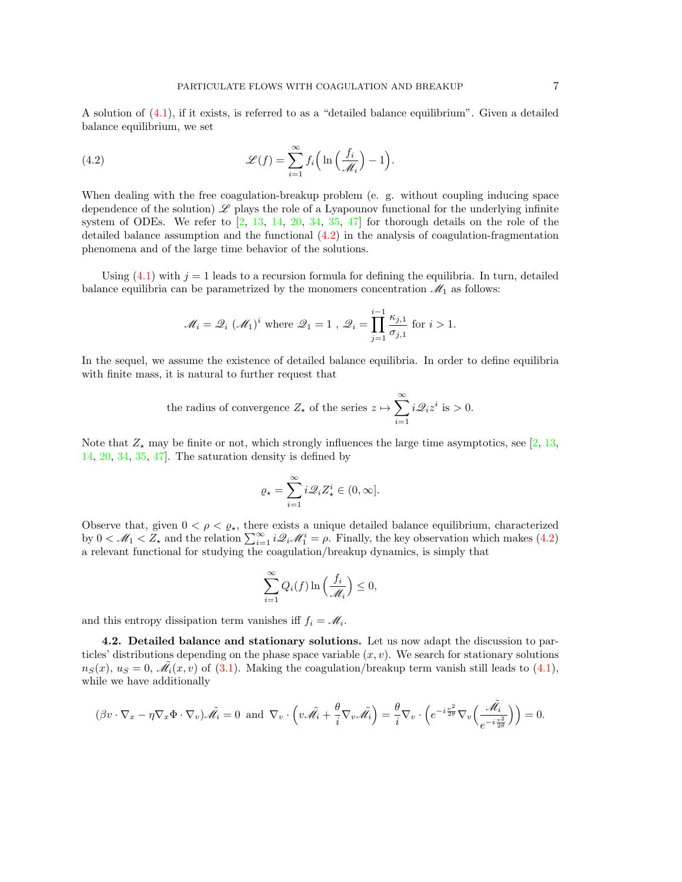A solution of (4.1), if it exists, is referred to as a "detailed balance equilibrium". Given a detailed balance equilibrium, we set

$$\mathscr{L}(f) = \sum_{i=1}^{\infty} f_i \Big( \ln \Big( \frac{f_i}{\mathscr{M}_i} \Big) - 1 \Big). \tag{4.2}$$

When dealing with the free coagulation-breakup problem (e. g. without coupling inducing space dependence of the solution) $\mathscr{L}$ plays the role of a Lyapounov functional for the underlying infinite system of ODEs. We refer to [2, 13, 14, 20, 34, 35, 47] for thorough details on the role of the detailed balance assumption and the functional (4.2) in the analysis of coagulation-fragmentation phenomena and of the large time behavior of the solutions.

Using (4.1) with $j = 1$ leads to a recursion formula for defining the equilibria. In turn, detailed balance equilibria can be parametrized by the monomers concentration $\mathscr{M}_1$ as follows:

$$\mathscr{M}_i = \mathscr{Q}_i \ (\mathscr{M}_1)^i \text{ where } \mathscr{Q}_1 = 1 \ , \ \mathscr{Q}_i = \prod_{j=1}^{i-1} \frac{\kappa_{j,1}}{\sigma_{j,1}} \text{ for } i > 1.$$

In the sequel, we assume the existence of detailed balance equilibria. In order to define equilibria with finite mass, it is natural to further request that

$$\text{the radius of convergence } Z_\star \text{ of the series } z \mapsto \sum_{i=1}^{\infty} i\mathscr{Q}_i z^i \text{ is } > 0.$$

Note that $Z_\star$ may be finite or not, which strongly influences the large time asymptotics, see [2, 13, 14, 20, 34, 35, 47]. The saturation density is defined by

$$\varrho_\star = \sum_{i=1}^{\infty} i\mathscr{Q}_i Z_\star^i \in (0, \infty].$$

Observe that, given $0 < \rho < \varrho_\star$, there exists a unique detailed balance equilibrium, characterized by $0 < \mathscr{M}_1 < Z_\star$ and the relation $\sum_{i=1}^{\infty} i\mathscr{Q}_i\mathscr{M}_1^i = \rho$. Finally, the key observation which makes (4.2) a relevant functional for studying the coagulation/breakup dynamics, is simply that

$$\sum_{i=1}^{\infty} Q_i(f) \ln \Big( \frac{f_i}{\mathscr{M}_i} \Big) \leq 0,$$

and this entropy dissipation term vanishes iff $f_i = \mathscr{M}_i$.

**4.2. Detailed balance and stationary solutions.** Let us now adapt the discussion to particles' distributions depending on the phase space variable $(x, v)$. We search for stationary solutions $n_S(x)$, $u_S = 0$, $\tilde{\mathscr{M}_i}(x, v)$ of (3.1). Making the coagulation/breakup term vanish still leads to (4.1), while we have additionally

$$(\beta v \cdot \nabla_x - \eta \nabla_x \Phi \cdot \nabla_v)\tilde{\mathscr{M}_i} = 0 \text{ and } \nabla_v \cdot \Big( v\tilde{\mathscr{M}_i} + \frac{\theta}{i} \nabla_v \tilde{\mathscr{M}_i} \Big) = \frac{\theta}{i} \nabla_v \cdot \Big( e^{-i\frac{v^2}{2\theta}} \nabla_v \Big( \frac{\tilde{\mathscr{M}_i}}{e^{-i\frac{v^2}{2\theta}}} \Big) \Big) = 0.$$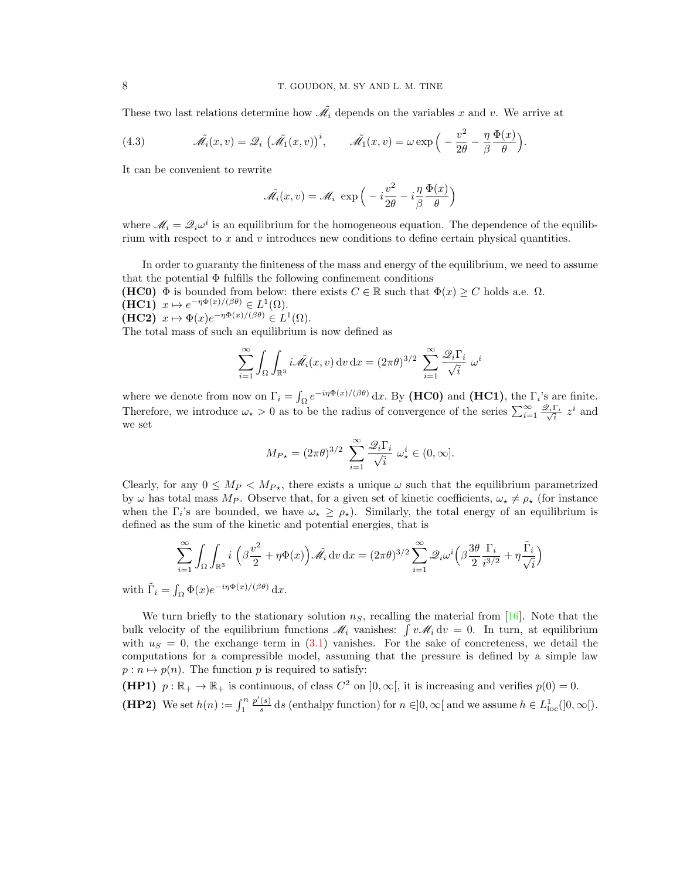These two last relations determine how $\tilde{\mathscr{M}}_i$ depends on the variables $x$ and $v$. We arrive at

$$\tilde{\mathscr{M}}_i(x,v) = \mathscr{Q}_i \,\big(\tilde{\mathscr{M}}_1(x,v)\big)^i, \qquad \tilde{\mathscr{M}}_1(x,v) = \omega \exp\Big(-\frac{v^2}{2\theta} - \frac{\eta}{\beta}\frac{\Phi(x)}{\theta}\Big). \tag{4.3}$$

It can be convenient to rewrite

$$\tilde{\mathscr{M}}_i(x,v) = \mathscr{M}_i \,\exp\Big(-i\frac{v^2}{2\theta} - i\frac{\eta}{\beta}\frac{\Phi(x)}{\theta}\Big)$$

where $\mathscr{M}_i = \mathscr{Q}_i\omega^i$ is an equilibrium for the homogeneous equation. The dependence of the equilibrium with respect to $x$ and $v$ introduces new conditions to define certain physical quantities.

In order to guaranty the finiteness of the mass and energy of the equilibrium, we need to assume that the potential $\Phi$ fulfills the following confinement conditions

**(HC0)** $\Phi$ is bounded from below: there exists $C \in \mathbb{R}$ such that $\Phi(x) \geq C$ holds a.e. $\Omega$.

**(HC1)** $x \mapsto e^{-\eta\Phi(x)/(\beta\theta)} \in L^1(\Omega)$.

**(HC2)** $x \mapsto \Phi(x)e^{-\eta\Phi(x)/(\beta\theta)} \in L^1(\Omega)$.

The total mass of such an equilibrium is now defined as

$$\sum_{i=1}^{\infty}\int_\Omega\int_{\mathbb{R}^3} i\tilde{\mathscr{M}}_i(x,v)\,\mathrm{d}v\,\mathrm{d}x = (2\pi\theta)^{3/2}\,\sum_{i=1}^{\infty}\frac{\mathscr{Q}_i\Gamma_i}{\sqrt{i}}\,\omega^i$$

where we denote from now on $\Gamma_i = \int_\Omega e^{-i\eta\Phi(x)/(\beta\theta)}\,\mathrm{d}x$. By **(HC0)** and **(HC1)**, the $\Gamma_i$'s are finite. Therefore, we introduce $\omega_\star > 0$ as to be the radius of convergence of the series $\sum_{i=1}^{\infty}\frac{\mathscr{Q}_i\Gamma_i}{\sqrt{i}}\,z^i$ and we set

$$M_{P\star} = (2\pi\theta)^{3/2}\,\sum_{i=1}^{\infty}\frac{\mathscr{Q}_i\Gamma_i}{\sqrt{i}}\,\omega_\star^i \in (0,\infty].$$

Clearly, for any $0 \leq M_P < M_{P\star}$, there exists a unique $\omega$ such that the equilibrium parametrized by $\omega$ has total mass $M_P$. Observe that, for a given set of kinetic coefficients, $\omega_\star \neq \rho_\star$ (for instance when the $\Gamma_i$'s are bounded, we have $\omega_\star \geq \rho_\star$). Similarly, the total energy of an equilibrium is defined as the sum of the kinetic and potential energies, that is

$$\sum_{i=1}^{\infty}\int_\Omega\int_{\mathbb{R}^3} i\,\Big(\beta\frac{v^2}{2} + \eta\Phi(x)\Big)\tilde{\mathscr{M}}_i\,\mathrm{d}v\,\mathrm{d}x = (2\pi\theta)^{3/2}\sum_{i=1}^{\infty}\mathscr{Q}_i\omega^i\Big(\beta\frac{3\theta}{2}\frac{\Gamma_i}{i^{3/2}} + \eta\frac{\tilde{\Gamma}_i}{\sqrt{i}}\Big)$$

with $\tilde{\Gamma}_i = \int_\Omega \Phi(x)e^{-i\eta\Phi(x)/(\beta\theta)}\,\mathrm{d}x$.

We turn briefly to the stationary solution $n_S$, recalling the material from [16]. Note that the bulk velocity of the equilibrium functions $\mathscr{M}_i$ vanishes: $\int v\mathscr{M}_i\,\mathrm{d}v = 0$. In turn, at equilibrium with $u_S = 0$, the exchange term in (3.1) vanishes. For the sake of concreteness, we detail the computations for a compressible model, assuming that the pressure is defined by a simple law $p : n \mapsto p(n)$. The function $p$ is required to satisfy:

**(HP1)** $p : \mathbb{R}_+ \to \mathbb{R}_+$ is continuous, of class $C^2$ on $]0,\infty[$, it is increasing and verifies $p(0) = 0$.

**(HP2)** We set $h(n) := \int_1^n \frac{p'(s)}{s}\,\mathrm{d}s$ (enthalpy function) for $n \in ]0,\infty[$ and we assume $h \in L^1_{\mathrm{loc}}(]0,\infty[)$.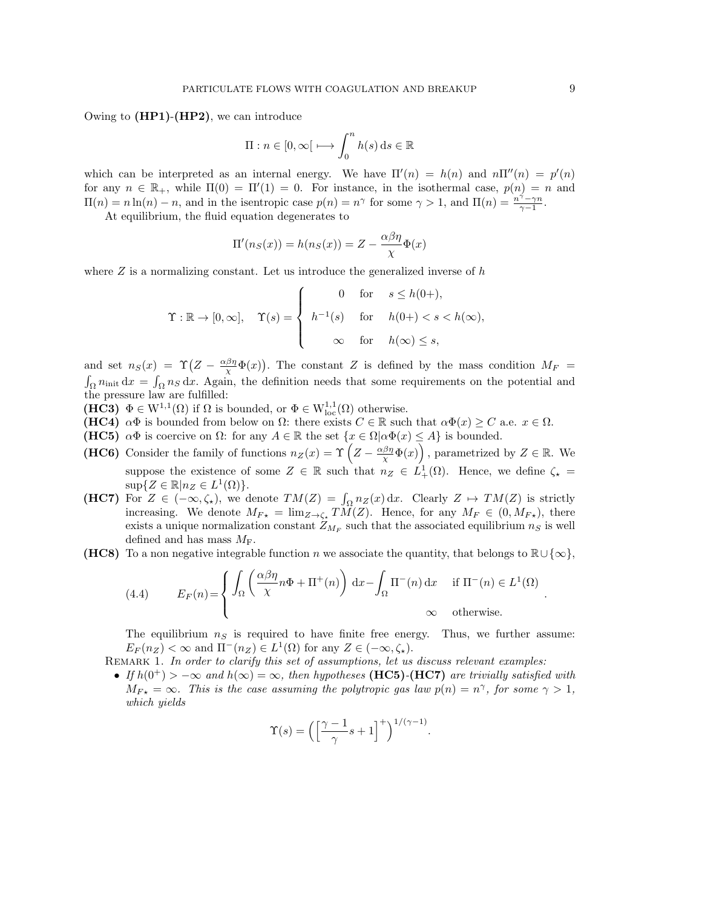Owing to **(HP1)**-**(HP2)**, we can introduce

$$\Pi : n \in [0, \infty[ \longmapsto \int_0^n h(s)\,\mathrm{d}s \in \mathbb{R}$$

which can be interpreted as an internal energy. We have $\Pi'(n) = h(n)$ and $n\Pi''(n) = p'(n)$ for any $n \in \mathbb{R}_+$, while $\Pi(0) = \Pi'(1) = 0$. For instance, in the isothermal case, $p(n) = n$ and $\Pi(n) = n\ln(n) - n$, and in the isentropic case $p(n) = n^\gamma$ for some $\gamma > 1$, and $\Pi(n) = \frac{n^\gamma - \gamma n}{\gamma - 1}$.

At equilibrium, the fluid equation degenerates to

$$\Pi'(n_S(x)) = h(n_S(x)) = Z - \frac{\alpha\beta\eta}{\chi}\Phi(x)$$

where $Z$ is a normalizing constant. Let us introduce the generalized inverse of $h$

$$\Upsilon : \mathbb{R} \to [0, \infty], \quad \Upsilon(s) = \begin{cases} 0 & \text{for} \quad s \le h(0+), \\ h^{-1}(s) & \text{for} \quad h(0+) < s < h(\infty), \\ \infty & \text{for} \quad h(\infty) \le s, \end{cases}$$

and set $n_S(x) = \Upsilon\big(Z - \frac{\alpha\beta\eta}{\chi}\Phi(x)\big)$. The constant $Z$ is defined by the mass condition $M_F = \int_\Omega n_{\text{init}}\,\mathrm{d}x = \int_\Omega n_S\,\mathrm{d}x$. Again, the definition needs that some requirements on the potential and the pressure law are fulfilled:

**(HC3)** $\Phi \in \mathrm{W}^{1,1}(\Omega)$ if $\Omega$ is bounded, or $\Phi \in \mathrm{W}^{1,1}_{\text{loc}}(\Omega)$ otherwise.

**(HC4)** $\alpha\Phi$ is bounded from below on $\Omega$: there exists $C \in \mathbb{R}$ such that $\alpha\Phi(x) \ge C$ a.e. $x \in \Omega$.

**(HC5)** $\alpha\Phi$ is coercive on $\Omega$: for any $A \in \mathbb{R}$ the set $\{x \in \Omega | \alpha\Phi(x) \le A\}$ is bounded.

**(HC6)** Consider the family of functions $n_Z(x) = \Upsilon\left(Z - \frac{\alpha\beta\eta}{\chi}\Phi(x)\right)$, parametrized by $Z \in \mathbb{R}$. We suppose the existence of some $Z \in \mathbb{R}$ such that $n_Z \in L^1_+(\Omega)$. Hence, we define $\zeta_\star = \sup\{Z \in \mathbb{R} | n_Z \in L^1(\Omega)\}$.

**(HC7)** For $Z \in (-\infty, \zeta_\star)$, we denote $TM(Z) = \int_\Omega n_Z(x)\,\mathrm{d}x$. Clearly $Z \mapsto TM(Z)$ is strictly increasing. We denote $M_{F\star} = \lim_{Z \to \zeta_\star} TM(Z)$. Hence, for any $M_F \in (0, M_{F\star})$, there exists a unique normalization constant $Z_{M_F}$ such that the associated equilibrium $n_S$ is well defined and has mass $M_\mathrm{F}$.

**(HC8)** To a non negative integrable function $n$ we associate the quantity, that belongs to $\mathbb{R} \cup \{\infty\}$,

$$E_F(n) = \begin{cases} \displaystyle\int_\Omega \left(\frac{\alpha\beta\eta}{\chi} n\Phi + \Pi^+(n)\right)\,\mathrm{d}x - \int_\Omega \Pi^-(n)\,\mathrm{d}x & \text{if } \Pi^-(n) \in L^1(\Omega) \\ \infty & \text{otherwise.} \end{cases} \tag{4.4}$$

The equilibrium $n_S$ is required to have finite free energy. Thus, we further assume: $E_F(n_Z) < \infty$ and $\Pi^-(n_Z) \in L^1(\Omega)$ for any $Z \in (-\infty, \zeta_\star)$.

Remark 1. *In order to clarify this set of assumptions, let us discuss relevant examples:*

- *If $h(0^+) > -\infty$ and $h(\infty) = \infty$, then hypotheses* **(HC5)**-**(HC7)** *are trivially satisfied with $M_{F\star} = \infty$. This is the case assuming the polytropic gas law $p(n) = n^\gamma$, for some $\gamma > 1$, which yields*

$$\Upsilon(s) = \left(\left[\frac{\gamma - 1}{\gamma}s + 1\right]^+\right)^{1/(\gamma - 1)}.$$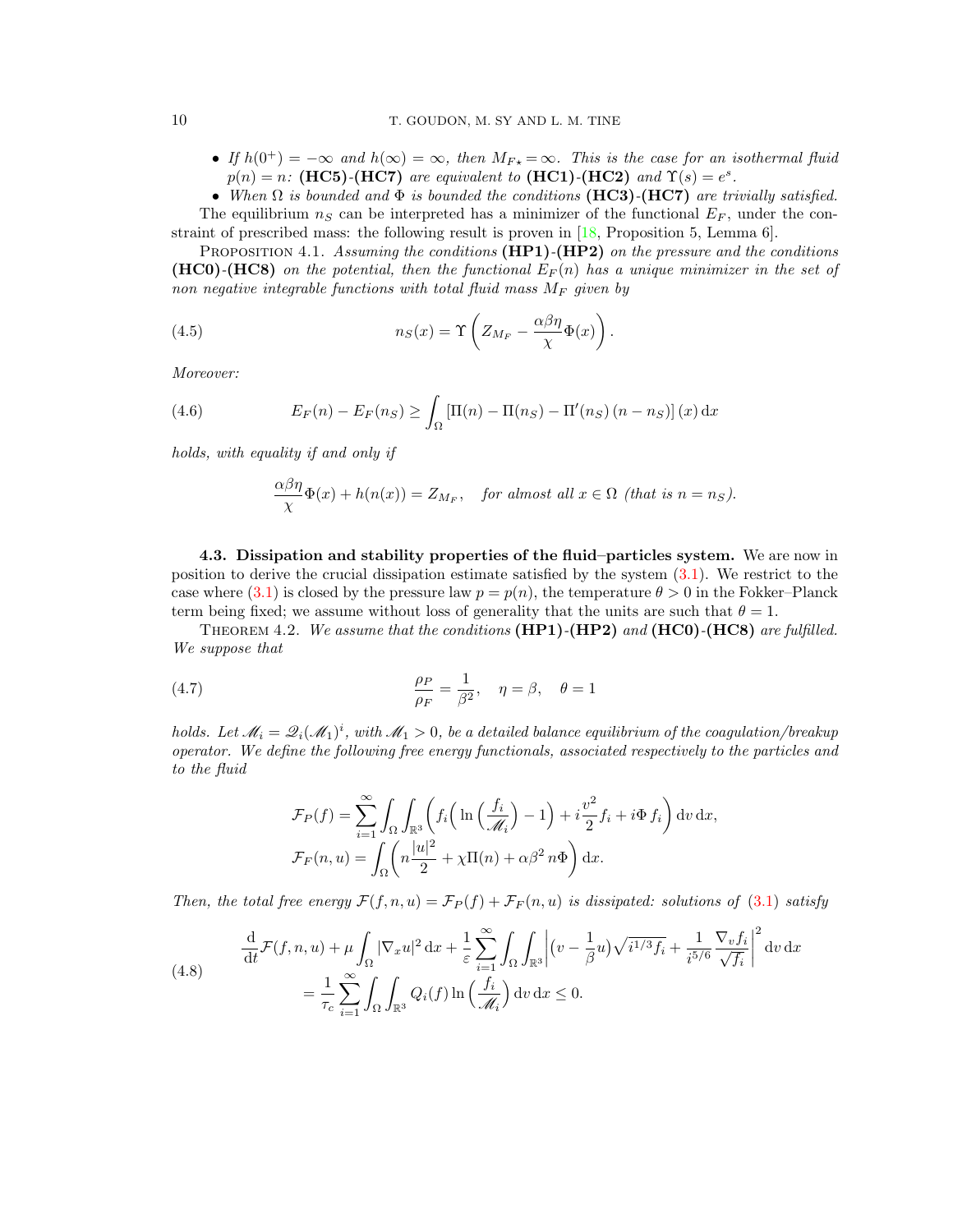- *If $h(0^+) = -\infty$ and $h(\infty) = \infty$, then $M_{F\star} = \infty$. This is the case for an isothermal fluid $p(n) = n$:* **(HC5)-(HC7)** *are equivalent to* **(HC1)-(HC2)** *and $\Upsilon(s) = e^s$.*
- *When $\Omega$ is bounded and $\Phi$ is bounded the conditions* **(HC3)-(HC7)** *are trivially satisfied.*

The equilibrium $n_S$ can be interpreted has a minimizer of the functional $E_F$, under the constraint of prescribed mass: the following result is proven in [18, Proposition 5, Lemma 6].

Proposition 4.1. *Assuming the conditions* **(HP1)-(HP2)** *on the pressure and the conditions* **(HC0)-(HC8)** *on the potential, then the functional $E_F(n)$ has a unique minimizer in the set of non negative integrable functions with total fluid mass $M_F$ given by*

$$n_S(x) = \Upsilon\left(Z_{M_F} - \frac{\alpha\beta\eta}{\chi}\Phi(x)\right). \tag{4.5}$$

*Moreover:*

$$E_F(n) - E_F(n_S) \geq \int_\Omega \left[\Pi(n) - \Pi(n_S) - \Pi'(n_S)\,(n - n_S)\right](x)\,\mathrm{d}x \tag{4.6}$$

*holds, with equality if and only if*

$$\frac{\alpha\beta\eta}{\chi}\Phi(x) + h(n(x)) = Z_{M_F}, \quad \text{for almost all } x \in \Omega \text{ (that is } n = n_S\text{)}.$$

**4.3. Dissipation and stability properties of the fluid–particles system.** We are now in position to derive the crucial dissipation estimate satisfied by the system (3.1). We restrict to the case where (3.1) is closed by the pressure law $p = p(n)$, the temperature $\theta > 0$ in the Fokker–Planck term being fixed; we assume without loss of generality that the units are such that $\theta = 1$.

Theorem 4.2. *We assume that the conditions* **(HP1)-(HP2)** *and* **(HC0)-(HC8)** *are fulfilled. We suppose that*

$$\frac{\rho_P}{\rho_F} = \frac{1}{\beta^2}, \quad \eta = \beta, \quad \theta = 1 \tag{4.7}$$

*holds. Let $\mathscr{M}_i = \mathscr{Q}_i(\mathscr{M}_1)^i$, with $\mathscr{M}_1 > 0$, be a detailed balance equilibrium of the coagulation/breakup operator. We define the following free energy functionals, associated respectively to the particles and to the fluid*

$$\mathcal{F}_P(f) = \sum_{i=1}^{\infty}\int_\Omega\int_{\mathbb{R}^3}\left(f_i\Big(\ln\Big(\frac{f_i}{\mathscr{M}_i}\Big) - 1\Big) + i\frac{v^2}{2}f_i + i\Phi\, f_i\right)\mathrm{d}v\,\mathrm{d}x,$$

$$\mathcal{F}_F(n,u) = \int_\Omega\left(n\frac{|u|^2}{2} + \chi\Pi(n) + \alpha\beta^2\, n\Phi\right)\mathrm{d}x.$$

*Then, the total free energy $\mathcal{F}(f,n,u) = \mathcal{F}_P(f) + \mathcal{F}_F(n,u)$ is dissipated: solutions of (3.1) satisfy*

$$\begin{aligned}
&\frac{\mathrm{d}}{\mathrm{d}t}\mathcal{F}(f,n,u) + \mu\int_\Omega |\nabla_x u|^2\,\mathrm{d}x + \frac{1}{\varepsilon}\sum_{i=1}^{\infty}\int_\Omega\int_{\mathbb{R}^3}\left|\Big(v - \frac{1}{\beta}u\Big)\sqrt{i^{1/3}f_i} + \frac{1}{i^{5/6}}\frac{\nabla_v f_i}{\sqrt{f_i}}\right|^2\mathrm{d}v\,\mathrm{d}x \\
&\qquad = \frac{1}{\tau_c}\sum_{i=1}^{\infty}\int_\Omega\int_{\mathbb{R}^3} Q_i(f)\ln\Big(\frac{f_i}{\mathscr{M}_i}\Big)\,\mathrm{d}v\,\mathrm{d}x \leq 0.
\end{aligned} \tag{4.8}$$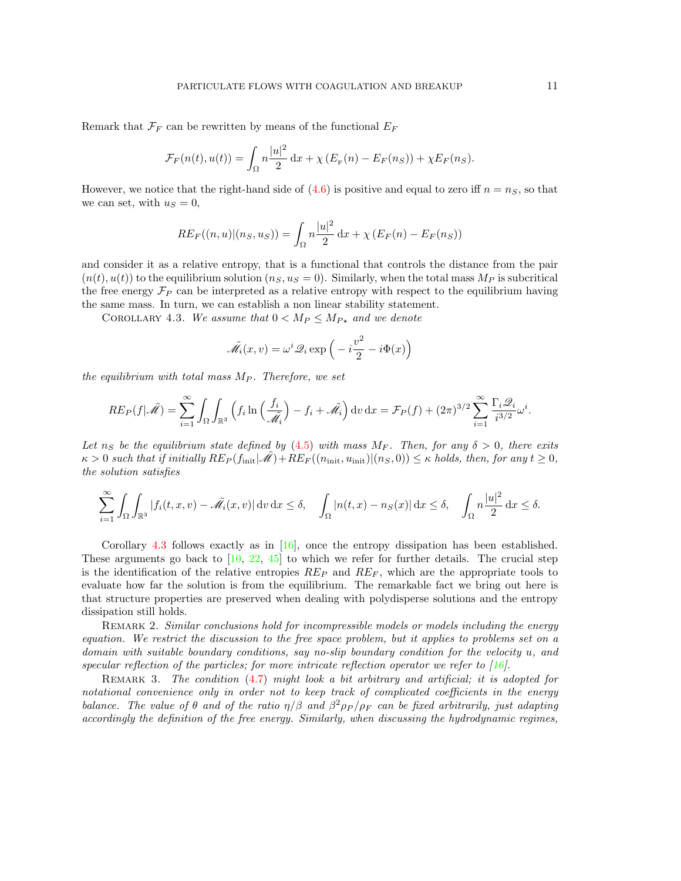Remark that $\mathcal{F}_F$ can be rewritten by means of the functional $E_F$

$$\mathcal{F}_F(n(t),u(t)) = \int_\Omega n\frac{|u|^2}{2}\,\mathrm{d}x + \chi\left(E_{\rm F}(n) - E_F(n_S)\right) + \chi E_F(n_S).$$

However, we notice that the right-hand side of (4.6) is positive and equal to zero iff $n = n_S$, so that we can set, with $u_S = 0$,

$$RE_F((n,u)|(n_S,u_S)) = \int_\Omega n\frac{|u|^2}{2}\,\mathrm{d}x + \chi\left(E_F(n) - E_F(n_S)\right)$$

and consider it as a relative entropy, that is a functional that controls the distance from the pair $(n(t),u(t))$ to the equilibrium solution $(n_S, u_S = 0)$. Similarly, when the total mass $M_P$ is subcritical the free energy $\mathcal{F}_P$ can be interpreted as a relative entropy with respect to the equilibrium having the same mass. In turn, we can establish a non linear stability statement.

Corollary 4.3. *We assume that $0 < M_P \leq M_{P\star}$ and we denote*

$$\tilde{\mathscr{M}}_i(x,v) = \omega^i \mathscr{Q}_i \exp\Big(-i\frac{v^2}{2} - i\Phi(x)\Big)$$

*the equilibrium with total mass $M_P$. Therefore, we set*

$$RE_P(f|\tilde{\mathscr{M}}) = \sum_{i=1}^{\infty}\int_\Omega\int_{\mathbb{R}^3}\Big(f_i\ln\Big(\frac{f_i}{\tilde{\mathscr{M}}_i}\Big) - f_i + \tilde{\mathscr{M}}_i\Big)\,\mathrm{d}v\,\mathrm{d}x = \mathcal{F}_P(f) + (2\pi)^{3/2}\sum_{i=1}^{\infty}\frac{\Gamma_i\mathscr{Q}_i}{i^{3/2}}\omega^i.$$

*Let $n_S$ be the equilibrium state defined by (4.5) with mass $M_F$. Then, for any $\delta > 0$, there exits $\kappa > 0$ such that if initially $RE_P(f_{\rm init}|\tilde{\mathscr{M}}) + RE_F((n_{\rm init}, u_{\rm init})|(n_S,0)) \leq \kappa$ holds, then, for any $t \geq 0$, the solution satisfies*

$$\sum_{i=1}^{\infty}\int_\Omega\int_{\mathbb{R}^3}|f_i(t,x,v) - \tilde{\mathscr{M}}_i(x,v)|\,\mathrm{d}v\,\mathrm{d}x \leq \delta, \quad \int_\Omega |n(t,x) - n_S(x)|\,\mathrm{d}x \leq \delta, \quad \int_\Omega n\frac{|u|^2}{2}\,\mathrm{d}x \leq \delta.$$

Corollary 4.3 follows exactly as in [16], once the entropy dissipation has been established. These arguments go back to [10, 22, 45] to which we refer for further details. The crucial step is the identification of the relative entropies $RE_P$ and $RE_F$, which are the appropriate tools to evaluate how far the solution is from the equilibrium. The remarkable fact we bring out here is that structure properties are preserved when dealing with polydisperse solutions and the entropy dissipation still holds.

Remark 2. *Similar conclusions hold for incompressible models or models including the energy equation. We restrict the discussion to the free space problem, but it applies to problems set on a domain with suitable boundary conditions, say no-slip boundary condition for the velocity $u$, and specular reflection of the particles; for more intricate reflection operator we refer to [16].*

Remark 3. *The condition (4.7) might look a bit arbitrary and artificial; it is adopted for notational convenience only in order not to keep track of complicated coefficients in the energy balance. The value of $\theta$ and of the ratio $\eta/\beta$ and $\beta^2\rho_P/\rho_F$ can be fixed arbitrarily, just adapting accordingly the definition of the free energy. Similarly, when discussing the hydrodynamic regimes,*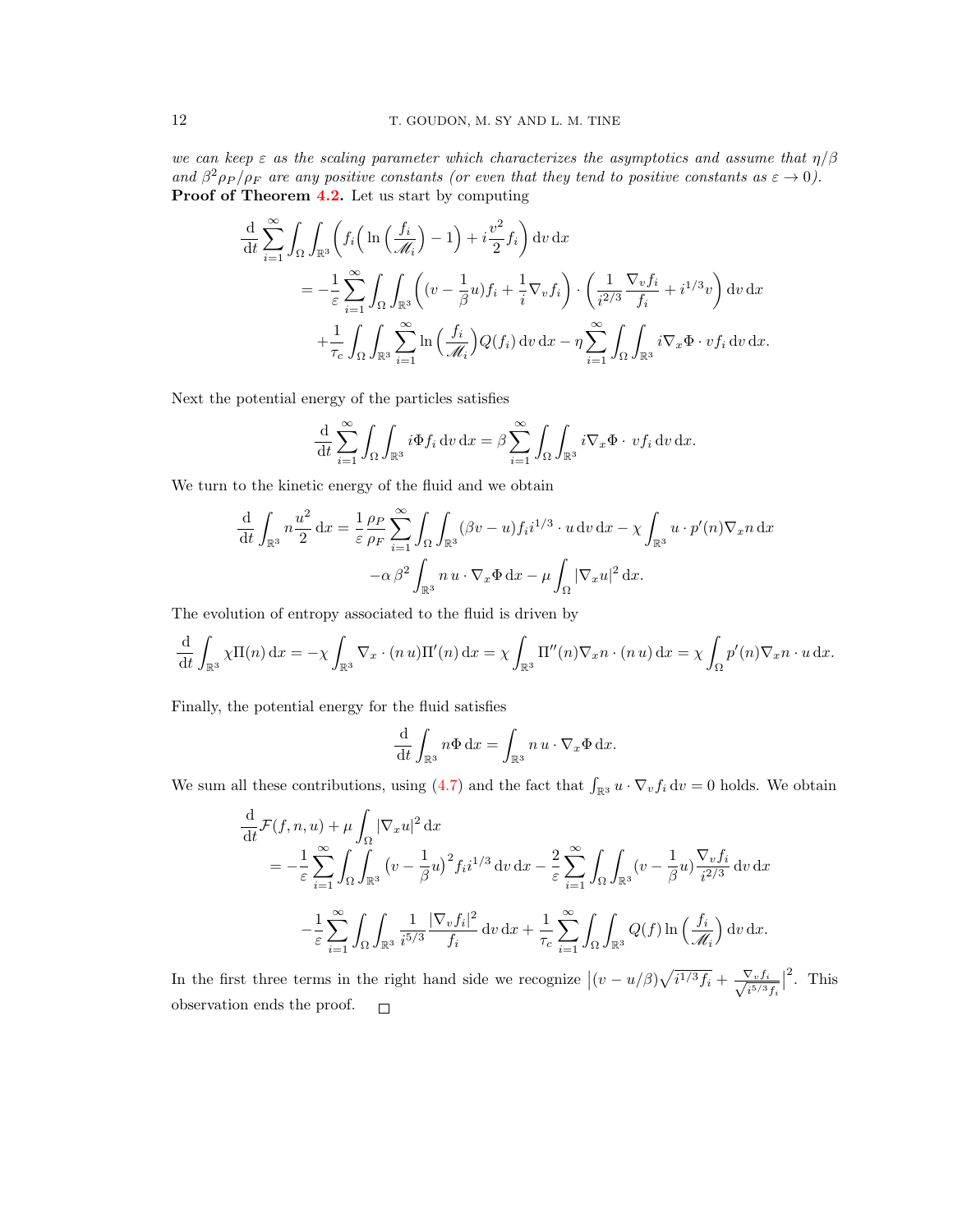*we can keep $\varepsilon$ as the scaling parameter which characterizes the asymptotics and assume that $\eta/\beta$ and $\beta^2\rho_P/\rho_F$ are any positive constants (or even that they tend to positive constants as $\varepsilon \to 0$).*

**Proof of Theorem 4.2.** Let us start by computing

$$
\begin{aligned}
\frac{\mathrm{d}}{\mathrm{d}t}\sum_{i=1}^{\infty}\int_{\Omega}\int_{\mathbb{R}^3}\Big(f_i\Big(\ln\Big(\frac{f_i}{\mathscr{M}_i}\Big)-1\Big)+i\frac{v^2}{2}f_i\Big)\,\mathrm{d}v\,\mathrm{d}x
&= -\frac{1}{\varepsilon}\sum_{i=1}^{\infty}\int_{\Omega}\int_{\mathbb{R}^3}\Big((v-\frac{1}{\beta}u)f_i+\frac{1}{i}\nabla_v f_i\Big)\cdot\Big(\frac{1}{i^{2/3}}\frac{\nabla_v f_i}{f_i}+i^{1/3}v\Big)\,\mathrm{d}v\,\mathrm{d}x\\
&\quad+\frac{1}{\tau_c}\int_{\Omega}\int_{\mathbb{R}^3}\sum_{i=1}^{\infty}\ln\Big(\frac{f_i}{\mathscr{M}_i}\Big)Q(f_i)\,\mathrm{d}v\,\mathrm{d}x-\eta\sum_{i=1}^{\infty}\int_{\Omega}\int_{\mathbb{R}^3}i\nabla_x\Phi\cdot vf_i\,\mathrm{d}v\,\mathrm{d}x.
\end{aligned}
$$

Next the potential energy of the particles satisfies

$$
\frac{\mathrm{d}}{\mathrm{d}t}\sum_{i=1}^{\infty}\int_{\Omega}\int_{\mathbb{R}^3}i\Phi f_i\,\mathrm{d}v\,\mathrm{d}x=\beta\sum_{i=1}^{\infty}\int_{\Omega}\int_{\mathbb{R}^3}i\nabla_x\Phi\cdot\,vf_i\,\mathrm{d}v\,\mathrm{d}x.
$$

We turn to the kinetic energy of the fluid and we obtain

$$
\begin{aligned}
\frac{\mathrm{d}}{\mathrm{d}t}\int_{\mathbb{R}^3}n\frac{u^2}{2}\,\mathrm{d}x&=\frac{1}{\varepsilon}\frac{\rho_P}{\rho_F}\sum_{i=1}^{\infty}\int_{\Omega}\int_{\mathbb{R}^3}(\beta v-u)f_i i^{1/3}\cdot u\,\mathrm{d}v\,\mathrm{d}x-\chi\int_{\mathbb{R}^3}u\cdot p'(n)\nabla_x n\,\mathrm{d}x\\
&\quad-\alpha\,\beta^2\int_{\mathbb{R}^3}n\,u\cdot\nabla_x\Phi\,\mathrm{d}x-\mu\int_{\Omega}|\nabla_x u|^2\,\mathrm{d}x.
\end{aligned}
$$

The evolution of entropy associated to the fluid is driven by

$$
\frac{\mathrm{d}}{\mathrm{d}t}\int_{\mathbb{R}^3}\chi\Pi(n)\,\mathrm{d}x=-\chi\int_{\mathbb{R}^3}\nabla_x\cdot(n\,u)\Pi'(n)\,\mathrm{d}x=\chi\int_{\mathbb{R}^3}\Pi''(n)\nabla_x n\cdot(n\,u)\,\mathrm{d}x=\chi\int_{\Omega}p'(n)\nabla_x n\cdot u\,\mathrm{d}x.
$$

Finally, the potential energy for the fluid satisfies

$$
\frac{\mathrm{d}}{\mathrm{d}t}\int_{\mathbb{R}^3}n\Phi\,\mathrm{d}x=\int_{\mathbb{R}^3}n\,u\cdot\nabla_x\Phi\,\mathrm{d}x.
$$

We sum all these contributions, using (4.7) and the fact that $\int_{\mathbb{R}^3}u\cdot\nabla_v f_i\,\mathrm{d}v=0$ holds. We obtain

$$
\begin{aligned}
&\frac{\mathrm{d}}{\mathrm{d}t}\mathcal{F}(f,n,u)+\mu\int_{\Omega}|\nabla_x u|^2\,\mathrm{d}x\\
&\quad=-\frac{1}{\varepsilon}\sum_{i=1}^{\infty}\int_{\Omega}\int_{\mathbb{R}^3}\big(v-\frac{1}{\beta}u\big)^2 f_i i^{1/3}\,\mathrm{d}v\,\mathrm{d}x-\frac{2}{\varepsilon}\sum_{i=1}^{\infty}\int_{\Omega}\int_{\mathbb{R}^3}(v-\frac{1}{\beta}u)\frac{\nabla_v f_i}{i^{2/3}}\,\mathrm{d}v\,\mathrm{d}x\\
&\qquad-\frac{1}{\varepsilon}\sum_{i=1}^{\infty}\int_{\Omega}\int_{\mathbb{R}^3}\frac{1}{i^{5/3}}\frac{|\nabla_v f_i|^2}{f_i}\,\mathrm{d}v\,\mathrm{d}x+\frac{1}{\tau_c}\sum_{i=1}^{\infty}\int_{\Omega}\int_{\mathbb{R}^3}Q(f)\ln\Big(\frac{f_i}{\mathscr{M}_i}\Big)\,\mathrm{d}v\,\mathrm{d}x.
\end{aligned}
$$

In the first three terms in the right hand side we recognize $\big|(v-u/\beta)\sqrt{i^{1/3}f_i}+\frac{\nabla_v f_i}{\sqrt{i^{5/3}f_i}}\big|^2$. This observation ends the proof. $\square$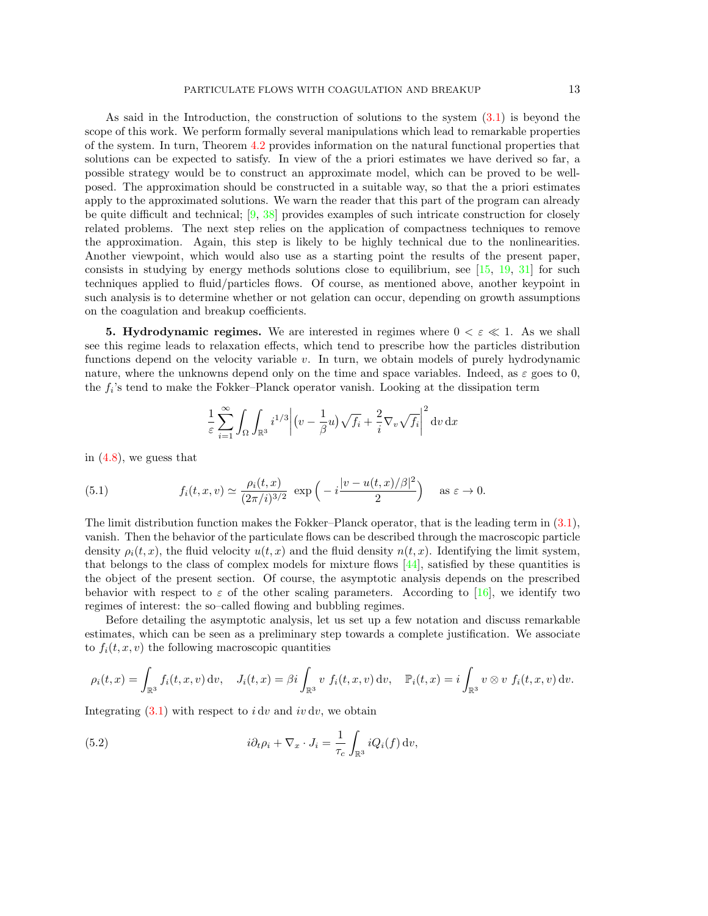As said in the Introduction, the construction of solutions to the system (3.1) is beyond the scope of this work. We perform formally several manipulations which lead to remarkable properties of the system. In turn, Theorem 4.2 provides information on the natural functional properties that solutions can be expected to satisfy. In view of the a priori estimates we have derived so far, a possible strategy would be to construct an approximate model, which can be proved to be well-posed. The approximation should be constructed in a suitable way, so that the a priori estimates apply to the approximated solutions. We warn the reader that this part of the program can already be quite difficult and technical; [9, 38] provides examples of such intricate construction for closely related problems. The next step relies on the application of compactness techniques to remove the approximation. Again, this step is likely to be highly technical due to the nonlinearities. Another viewpoint, which would also use as a starting point the results of the present paper, consists in studying by energy methods solutions close to equilibrium, see [15, 19, 31] for such techniques applied to fluid/particles flows. Of course, as mentioned above, another keypoint in such analysis is to determine whether or not gelation can occur, depending on growth assumptions on the coagulation and breakup coefficients.

**5. Hydrodynamic regimes.** We are interested in regimes where $0 < \varepsilon \ll 1$. As we shall see this regime leads to relaxation effects, which tend to prescribe how the particles distribution functions depend on the velocity variable $v$. In turn, we obtain models of purely hydrodynamic nature, where the unknowns depend only on the time and space variables. Indeed, as $\varepsilon$ goes to 0, the $f_i$'s tend to make the Fokker–Planck operator vanish. Looking at the dissipation term

$$\frac{1}{\varepsilon}\sum_{i=1}^{\infty}\int_{\Omega}\int_{\mathbb{R}^3} i^{1/3}\Big|\big(v-\frac{1}{\beta}u\big)\sqrt{f_i}+\frac{2}{i}\nabla_v\sqrt{f_i}\Big|^2\,\mathrm{d}v\,\mathrm{d}x$$

in (4.8), we guess that

$$f_i(t,x,v)\simeq\frac{\rho_i(t,x)}{(2\pi/i)^{3/2}}\ \exp\Big(-i\frac{|v-u(t,x)/\beta|^2}{2}\Big)\quad\text{ as }\varepsilon\to 0. \tag{5.1}$$

The limit distribution function makes the Fokker–Planck operator, that is the leading term in (3.1), vanish. Then the behavior of the particulate flows can be described through the macroscopic particle density $\rho_i(t,x)$, the fluid velocity $u(t,x)$ and the fluid density $n(t,x)$. Identifying the limit system, that belongs to the class of complex models for mixture flows [44], satisfied by these quantities is the object of the present section. Of course, the asymptotic analysis depends on the prescribed behavior with respect to $\varepsilon$ of the other scaling parameters. According to [16], we identify two regimes of interest: the so–called flowing and bubbling regimes.

Before detailing the asymptotic analysis, let us set up a few notation and discuss remarkable estimates, which can be seen as a preliminary step towards a complete justification. We associate to $f_i(t,x,v)$ the following macroscopic quantities

$$\rho_i(t,x)=\int_{\mathbb{R}^3}f_i(t,x,v)\,\mathrm{d}v,\quad J_i(t,x)=\beta i\int_{\mathbb{R}^3}v\ f_i(t,x,v)\,\mathrm{d}v,\quad \mathbb{P}_i(t,x)=i\int_{\mathbb{R}^3}v\otimes v\ f_i(t,x,v)\,\mathrm{d}v.$$

Integrating (3.1) with respect to $i\,\mathrm{d}v$ and $iv\,\mathrm{d}v$, we obtain

$$i\partial_t\rho_i+\nabla_x\cdot J_i=\frac{1}{\tau_c}\int_{\mathbb{R}^3}iQ_i(f)\,\mathrm{d}v, \tag{5.2}$$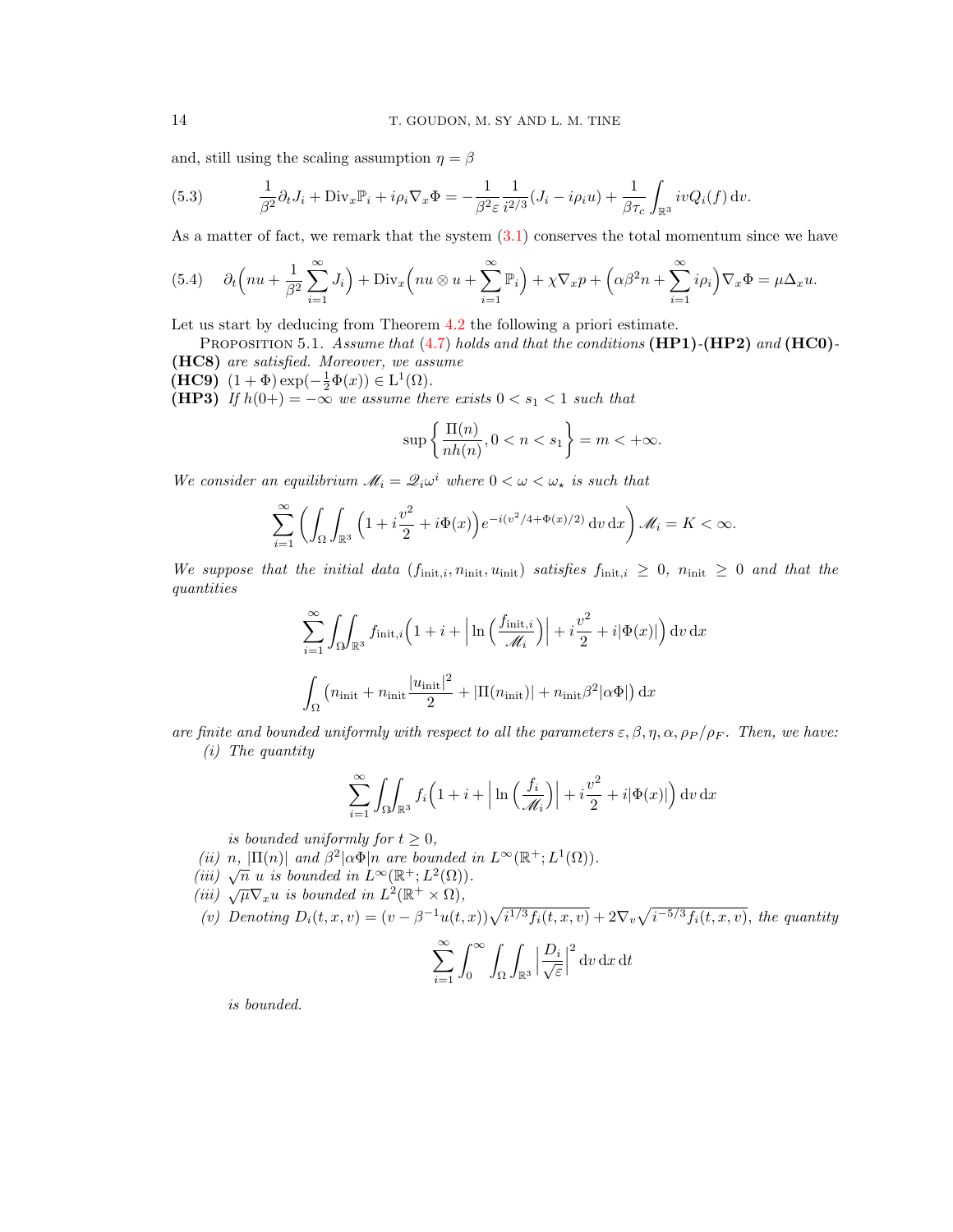and, still using the scaling assumption $\eta = \beta$

$$
\frac{1}{\beta^2}\partial_t J_i + \mathrm{Div}_x \mathbb{P}_i + i\rho_i \nabla_x \Phi = -\frac{1}{\beta^2 \varepsilon}\frac{1}{i^{2/3}}(J_i - i\rho_i u) + \frac{1}{\beta \tau_c}\int_{\mathbb{R}^3} iv Q_i(f)\,\mathrm{d}v. \tag{5.3}
$$

As a matter of fact, we remark that the system (3.1) conserves the total momentum since we have

$$
\partial_t\Big(nu + \frac{1}{\beta^2}\sum_{i=1}^{\infty} J_i\Big) + \mathrm{Div}_x\Big(nu\otimes u + \sum_{i=1}^{\infty}\mathbb{P}_i\Big) + \chi\nabla_x p + \Big(\alpha\beta^2 n + \sum_{i=1}^{\infty} i\rho_i\Big)\nabla_x\Phi = \mu\Delta_x u. \tag{5.4}
$$

Let us start by deducing from Theorem 4.2 the following a priori estimate.

Proposition 5.1. *Assume that (4.7) holds and that the conditions* **(HP1)**-**(HP2)** *and* **(HC0)**-**(HC8)** *are satisfied. Moreover, we assume*

**(HC9)** $(1+\Phi)\exp(-\frac{1}{2}\Phi(x)) \in \mathrm{L}^1(\Omega)$.

**(HP3)** *If $h(0+) = -\infty$ we assume there exists $0 < s_1 < 1$ such that*

$$
\sup\left\{\frac{\Pi(n)}{nh(n)}, 0 < n < s_1\right\} = m < +\infty.
$$

*We consider an equilibrium $\mathscr{M}_i = \mathscr{Q}_i\omega^i$ where $0 < \omega < \omega_\star$ is such that*

$$
\sum_{i=1}^{\infty}\left(\int_\Omega\int_{\mathbb{R}^3}\Big(1 + i\frac{v^2}{2} + i\Phi(x)\Big)e^{-i(v^2/4+\Phi(x)/2)}\,\mathrm{d}v\,\mathrm{d}x\right)\mathscr{M}_i = K < \infty.
$$

*We suppose that the initial data $(f_{\mathrm{init},i}, n_{\mathrm{init}}, u_{\mathrm{init}})$ satisfies $f_{\mathrm{init},i} \geq 0$, $n_{\mathrm{init}} \geq 0$ and that the quantities*

$$
\sum_{i=1}^{\infty}\iint_{\Omega}\!\!\int_{\mathbb{R}^3} f_{\mathrm{init},i}\Big(1 + i + \Big|\ln\Big(\frac{f_{\mathrm{init},i}}{\mathscr{M}_i}\Big)\Big| + i\frac{v^2}{2} + i|\Phi(x)|\Big)\,\mathrm{d}v\,\mathrm{d}x
$$

$$
\int_\Omega \Big(n_{\mathrm{init}} + n_{\mathrm{init}}\frac{|u_{\mathrm{init}}|^2}{2} + |\Pi(n_{\mathrm{init}})| + n_{\mathrm{init}}\beta^2|\alpha\Phi|\Big)\,\mathrm{d}x
$$

*are finite and bounded uniformly with respect to all the parameters $\varepsilon, \beta, \eta, \alpha, \rho_P/\rho_F$. Then, we have:*

*(i) The quantity*

$$
\sum_{i=1}^{\infty}\iint_{\Omega}\!\!\int_{\mathbb{R}^3} f_i\Big(1 + i + \Big|\ln\Big(\frac{f_i}{\mathscr{M}_i}\Big)\Big| + i\frac{v^2}{2} + i|\Phi(x)|\Big)\,\mathrm{d}v\,\mathrm{d}x
$$

*is bounded uniformly for $t \geq 0$,*

*(ii) $n$, $|\Pi(n)|$ and $\beta^2|\alpha\Phi|n$ are bounded in $L^\infty(\mathbb{R}^+; L^1(\Omega))$.*

*(iii) $\sqrt{n}\ u$ is bounded in $L^\infty(\mathbb{R}^+; L^2(\Omega))$.*

*(iii) $\sqrt{\mu}\nabla_x u$ is bounded in $L^2(\mathbb{R}^+\times\Omega)$,*

*(v) Denoting $D_i(t,x,v) = (v - \beta^{-1}u(t,x))\sqrt{i^{1/3}f_i(t,x,v)} + 2\nabla_v\sqrt{i^{-5/3}f_i(t,x,v)}$, the quantity*

$$
\sum_{i=1}^{\infty}\int_0^\infty\int_\Omega\int_{\mathbb{R}^3}\Big|\frac{D_i}{\sqrt{\varepsilon}}\Big|^2\,\mathrm{d}v\,\mathrm{d}x\,\mathrm{d}t
$$

*is bounded.*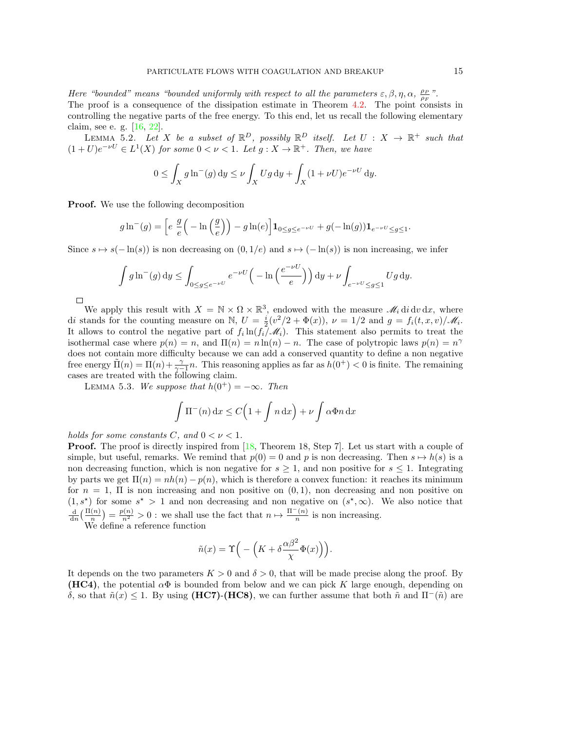*Here "bounded" means "bounded uniformly with respect to all the parameters $\varepsilon, \beta, \eta, \alpha, \frac{\rho_P}{\rho_F}$".*
The proof is a consequence of the dissipation estimate in Theorem 4.2. The point consists in controlling the negative parts of the free energy. To this end, let us recall the following elementary claim, see e. g. [16, 22].

LEMMA 5.2. *Let $X$ be a subset of $\mathbb{R}^D$, possibly $\mathbb{R}^D$ itself. Let $U : X \to \mathbb{R}^+$ such that $(1+U)e^{-\nu U} \in L^1(X)$ for some $0 < \nu < 1$. Let $g : X \to \mathbb{R}^+$. Then, we have*

$$0 \le \int_X g \ln^-(g)\,\mathrm{d}y \le \nu \int_X Ug\,\mathrm{d}y + \int_X (1+\nu U)e^{-\nu U}\,\mathrm{d}y.$$

**Proof.** We use the following decomposition

$$g\ln^-(g) = \Big[e\ \frac{g}{e}\Big(-\ln\Big(\frac{g}{e}\Big)\Big) - g\ln(e)\Big]\mathbf{1}_{0\le g\le e^{-\nu U}} + g(-\ln(g))\mathbf{1}_{e^{-\nu U}\le g\le 1}.$$

Since $s \mapsto s(-\ln(s))$ is non decreasing on $(0, 1/e)$ and $s \mapsto (-\ln(s))$ is non increasing, we infer

$$\int g\ln^-(g)\,\mathrm{d}y \le \int_{0\le g\le e^{-\nu U}} e^{-\nu U}\Big(-\ln\Big(\frac{e^{-\nu U}}{e}\Big)\Big)\,\mathrm{d}y + \nu\int_{e^{-\nu U}\le g\le 1} Ug\,\mathrm{d}y.$$

□

We apply this result with $X = \mathbb{N}\times\Omega\times\mathbb{R}^3$, endowed with the measure $\mathscr{M}_i\,\mathrm{d}i\,\mathrm{d}v\,\mathrm{d}x$, where $\mathrm{d}i$ stands for the counting measure on $\mathbb{N}$, $U = \frac{i}{2}(v^2/2 + \Phi(x))$, $\nu = 1/2$ and $g = f_i(t,x,v)/\mathscr{M}_i$. It allows to control the negative part of $f_i\ln(f_i/\mathscr{M}_i)$. This statement also permits to treat the isothermal case where $p(n) = n$, and $\Pi(n) = n\ln(n) - n$. The case of polytropic laws $p(n) = n^\gamma$ does not contain more difficulty because we can add a conserved quantity to define a non negative free energy $\tilde{\Pi}(n) = \Pi(n) + \frac{\gamma}{\gamma-1}n$. This reasoning applies as far as $h(0^+) < 0$ is finite. The remaining cases are treated with the following claim.

LEMMA 5.3. *We suppose that $h(0^+) = -\infty$. Then*

$$\int \Pi^-(n)\,\mathrm{d}x \le C\Big(1 + \int n\,\mathrm{d}x\Big) + \nu\int \alpha\Phi n\,\mathrm{d}x$$

*holds for some constants $C$, and $0 < \nu < 1$.*

**Proof.** The proof is directly inspired from [18, Theorem 18, Step 7]. Let us start with a couple of simple, but useful, remarks. We remind that $p(0) = 0$ and $p$ is non decreasing. Then $s \mapsto h(s)$ is a non decreasing function, which is non negative for $s \ge 1$, and non positive for $s \le 1$. Integrating by parts we get $\Pi(n) = nh(n) - p(n)$, which is therefore a convex function: it reaches its minimum for $n = 1$, $\Pi$ is non increasing and non positive on $(0,1)$, non decreasing and non positive on $(1, s^\star)$ for some $s^\star > 1$ and non decreasing and non negative on $(s^\star, \infty)$. We also notice that $\frac{\mathrm{d}}{\mathrm{d}n}\big(\frac{\Pi(n)}{n}\big) = \frac{p(n)}{n^2} > 0$ : we shall use the fact that $n \mapsto \frac{\Pi^-(n)}{n}$ is non increasing.

We define a reference function

$$\tilde{n}(x) = \Upsilon\Big(-\Big(K + \delta\frac{\alpha\beta^2}{\chi}\Phi(x)\Big)\Big).$$

It depends on the two parameters $K > 0$ and $\delta > 0$, that will be made precise along the proof. By **(HC4)**, the potential $\alpha\Phi$ is bounded from below and we can pick $K$ large enough, depending on $\delta$, so that $\tilde{n}(x) \le 1$. By using **(HC7)**-**(HC8)**, we can further assume that both $\tilde{n}$ and $\Pi^-(\tilde{n})$ are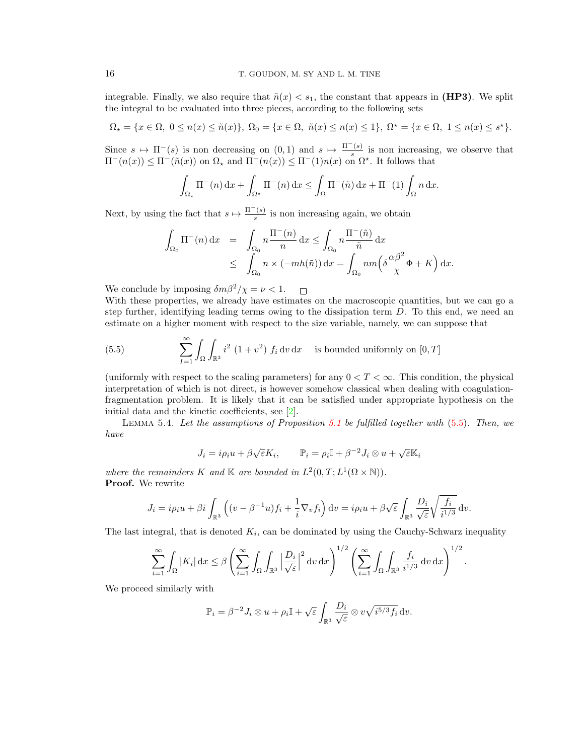integrable. Finally, we also require that $\tilde{n}(x) < s_1$, the constant that appears in **(HP3)**. We split the integral to be evaluated into three pieces, according to the following sets

$$\Omega_\star = \{x \in \Omega,\ 0 \le n(x) \le \tilde{n}(x)\},\ \Omega_0 = \{x \in \Omega,\ \tilde{n}(x) \le n(x) \le 1\},\ \Omega^\star = \{x \in \Omega,\ 1 \le n(x) \le s^\star\}.$$

Since $s \mapsto \Pi^-(s)$ is non decreasing on $(0,1)$ and $s \mapsto \frac{\Pi^-(s)}{s}$ is non increasing, we observe that $\Pi^-(n(x)) \le \Pi^-(\tilde{n}(x))$ on $\Omega_\star$ and $\Pi^-(n(x)) \le \Pi^-(1)n(x)$ on $\Omega^\star$. It follows that

$$\int_{\Omega_\star} \Pi^-(n)\,\mathrm{d}x + \int_{\Omega^\star} \Pi^-(n)\,\mathrm{d}x \le \int_\Omega \Pi^-(\tilde{n})\,\mathrm{d}x + \Pi^-(1)\int_\Omega n\,\mathrm{d}x.$$

Next, by using the fact that $s \mapsto \frac{\Pi^-(s)}{s}$ is non increasing again, we obtain

$$\begin{aligned}
\int_{\Omega_0} \Pi^-(n)\,\mathrm{d}x &= \int_{\Omega_0} n\frac{\Pi^-(n)}{n}\,\mathrm{d}x \le \int_{\Omega_0} n\frac{\Pi^-(\tilde{n})}{\tilde{n}}\,\mathrm{d}x \\
&\le \int_{\Omega_0} n \times (-mh(\tilde{n}))\,\mathrm{d}x = \int_{\Omega_0} nm\Big(\delta\frac{\alpha\beta^2}{\chi}\Phi + K\Big)\,\mathrm{d}x.
\end{aligned}$$

We conclude by imposing $\delta m\beta^2/\chi = \nu < 1$. □

With these properties, we already have estimates on the macroscopic quantities, but we can go a step further, identifying leading terms owing to the dissipation term $D$. To this end, we need an estimate on a higher moment with respect to the size variable, namely, we can suppose that

$$\sum_{I=1}^\infty \int_\Omega\int_{\mathbb{R}^3} i^2\ (1+v^2)\ f_i\,\mathrm{d}v\,\mathrm{d}x \quad \text{is bounded uniformly on } [0,T] \tag{5.5}$$

(uniformly with respect to the scaling parameters) for any $0 < T < \infty$. This condition, the physical interpretation of which is not direct, is however somehow classical when dealing with coagulation-fragmentation problem. It is likely that it can be satisfied under appropriate hypothesis on the initial data and the kinetic coefficients, see [2].

Lemma 5.4. *Let the assumptions of Proposition 5.1 be fulfilled together with (5.5). Then, we have*

$$J_i = i\rho_i u + \beta\sqrt{\varepsilon}K_i, \qquad \mathbb{P}_i = \rho_i\mathbb{I} + \beta^{-2}J_i\otimes u + \sqrt{\varepsilon}\mathbb{K}_i$$

*where the remainders $K$ and $\mathbb{K}$ are bounded in $L^2(0,T;L^1(\Omega\times\mathbb{N}))$.*

**Proof.** We rewrite

$$J_i = i\rho_i u + \beta i\int_{\mathbb{R}^3}\Big((v-\beta^{-1}u)f_i + \frac{1}{i}\nabla_v f_i\Big)\,\mathrm{d}v = i\rho_i u + \beta\sqrt{\varepsilon}\int_{\mathbb{R}^3}\frac{D_i}{\sqrt{\varepsilon}}\sqrt{\frac{f_i}{i^{1/3}}}\,\mathrm{d}v.$$

The last integral, that is denoted $K_i$, can be dominated by using the Cauchy-Schwarz inequality

$$\sum_{i=1}^\infty\int_\Omega |K_i|\,\mathrm{d}x \le \beta\left(\sum_{i=1}^\infty\int_\Omega\int_{\mathbb{R}^3}\Big|\frac{D_i}{\sqrt{\varepsilon}}\Big|^2\,\mathrm{d}v\,\mathrm{d}x\right)^{1/2}\left(\sum_{i=1}^\infty\int_\Omega\int_{\mathbb{R}^3}\frac{f_i}{i^{1/3}}\,\mathrm{d}v\,\mathrm{d}x\right)^{1/2}.$$

We proceed similarly with

$$\mathbb{P}_i = \beta^{-2}J_i\otimes u + \rho_i\mathbb{I} + \sqrt{\varepsilon}\int_{\mathbb{R}^3}\frac{D_i}{\sqrt{\varepsilon}}\otimes v\sqrt{i^{5/3}f_i}\,\mathrm{d}v.$$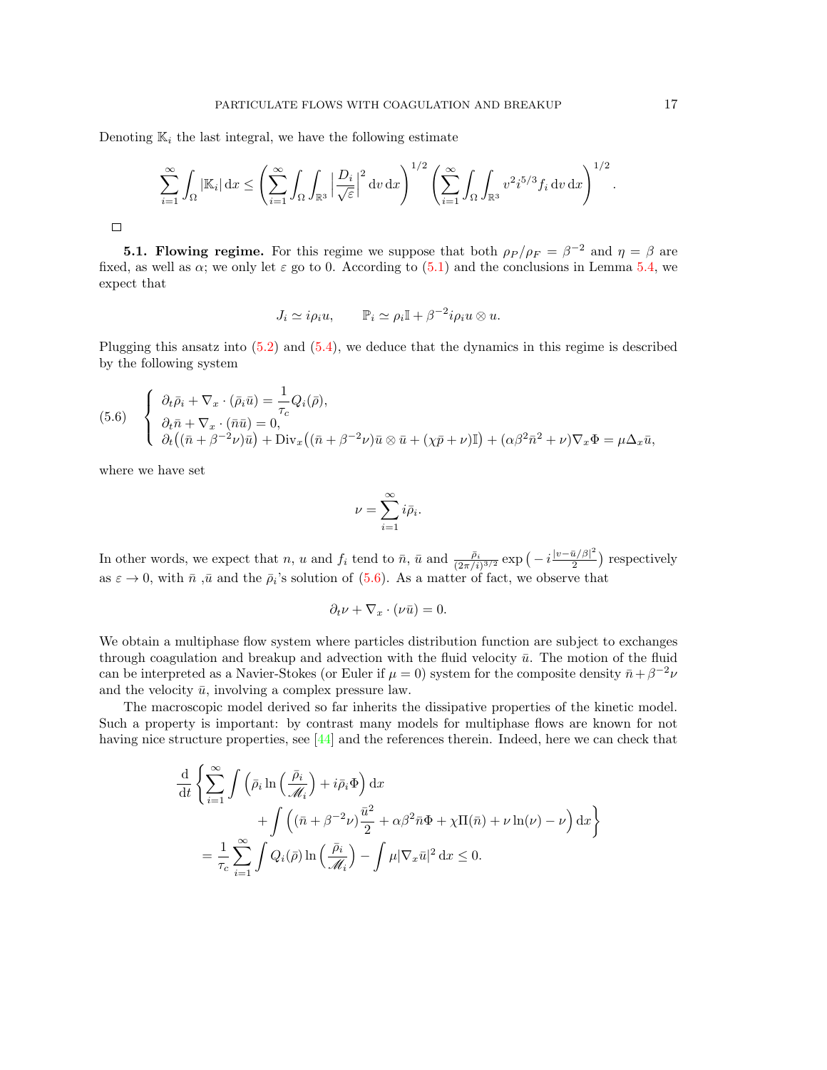Denoting $\mathbb{K}_i$ the last integral, we have the following estimate

$$\sum_{i=1}^{\infty} \int_\Omega |\mathbb{K}_i| \,\mathrm{d}x \le \left( \sum_{i=1}^{\infty} \int_\Omega \int_{\mathbb{R}^3} \Big| \frac{D_i}{\sqrt{\varepsilon}} \Big|^2 \,\mathrm{d}v \,\mathrm{d}x \right)^{1/2} \left( \sum_{i=1}^{\infty} \int_\Omega \int_{\mathbb{R}^3} v^2 i^{5/3} f_i \,\mathrm{d}v \,\mathrm{d}x \right)^{1/2}.$$

□

**5.1. Flowing regime.** For this regime we suppose that both $\rho_P/\rho_F = \beta^{-2}$ and $\eta = \beta$ are fixed, as well as $\alpha$; we only let $\varepsilon$ go to 0. According to (5.1) and the conclusions in Lemma 5.4, we expect that

$$J_i \simeq i\rho_i u, \qquad \mathbb{P}_i \simeq \rho_i \mathbb{I} + \beta^{-2} i \rho_i u \otimes u.$$

Plugging this ansatz into (5.2) and (5.4), we deduce that the dynamics in this regime is described by the following system

$$\text{(5.6)} \quad \left\{ \begin{array}{l} \partial_t \bar{\rho}_i + \nabla_x \cdot (\bar{\rho}_i \bar{u}) = \dfrac{1}{\tau_c} Q_i(\bar{\rho}), \\ \partial_t \bar{n} + \nabla_x \cdot (\bar{n}\bar{u}) = 0, \\ \partial_t \big( (\bar{n} + \beta^{-2}\nu) \bar{u} \big) + \mathrm{Div}_x \big( (\bar{n} + \beta^{-2}\nu) \bar{u} \otimes \bar{u} + (\chi \bar{p} + \nu) \mathbb{I} \big) + (\alpha \beta^2 \bar{n}^2 + \nu) \nabla_x \Phi = \mu \Delta_x \bar{u}, \end{array} \right.$$

where we have set

$$\nu = \sum_{i=1}^{\infty} i \bar{\rho}_i.$$

In other words, we expect that $n$, $u$ and $f_i$ tend to $\bar{n}$, $\bar{u}$ and $\frac{\bar{\rho}_i}{(2\pi/i)^{3/2}} \exp\big( - i \frac{|v - \bar{u}/\beta|^2}{2} \big)$ respectively as $\varepsilon \to 0$, with $\bar{n}$ ,$\bar{u}$ and the $\bar{\rho}_i$'s solution of (5.6). As a matter of fact, we observe that

$$\partial_t \nu + \nabla_x \cdot (\nu \bar{u}) = 0.$$

We obtain a multiphase flow system where particles distribution function are subject to exchanges through coagulation and breakup and advection with the fluid velocity $\bar{u}$. The motion of the fluid can be interpreted as a Navier-Stokes (or Euler if $\mu = 0$) system for the composite density $\bar{n} + \beta^{-2}\nu$ and the velocity $\bar{u}$, involving a complex pressure law.

The macroscopic model derived so far inherits the dissipative properties of the kinetic model. Such a property is important: by contrast many models for multiphase flows are known for not having nice structure properties, see [44] and the references therein. Indeed, here we can check that

$$\begin{aligned} \frac{\mathrm{d}}{\mathrm{d}t} \Bigg\{ \sum_{i=1}^{\infty} \int \Big( \bar{\rho}_i \ln \Big( \frac{\bar{\rho}_i}{\mathscr{M}_i} \Big) + i \bar{\rho}_i \Phi \Big) \,\mathrm{d}x \\ + \int \Big( (\bar{n} + \beta^{-2}\nu) \frac{\bar{u}^2}{2} + \alpha \beta^2 \bar{n} \Phi + \chi \Pi(\bar{n}) + \nu \ln(\nu) - \nu \Big) \,\mathrm{d}x \Bigg\} \\ = \frac{1}{\tau_c} \sum_{i=1}^{\infty} \int Q_i(\bar{\rho}) \ln \Big( \frac{\bar{\rho}_i}{\mathscr{M}_i} \Big) - \int \mu |\nabla_x \bar{u}|^2 \,\mathrm{d}x \le 0. \end{aligned}$$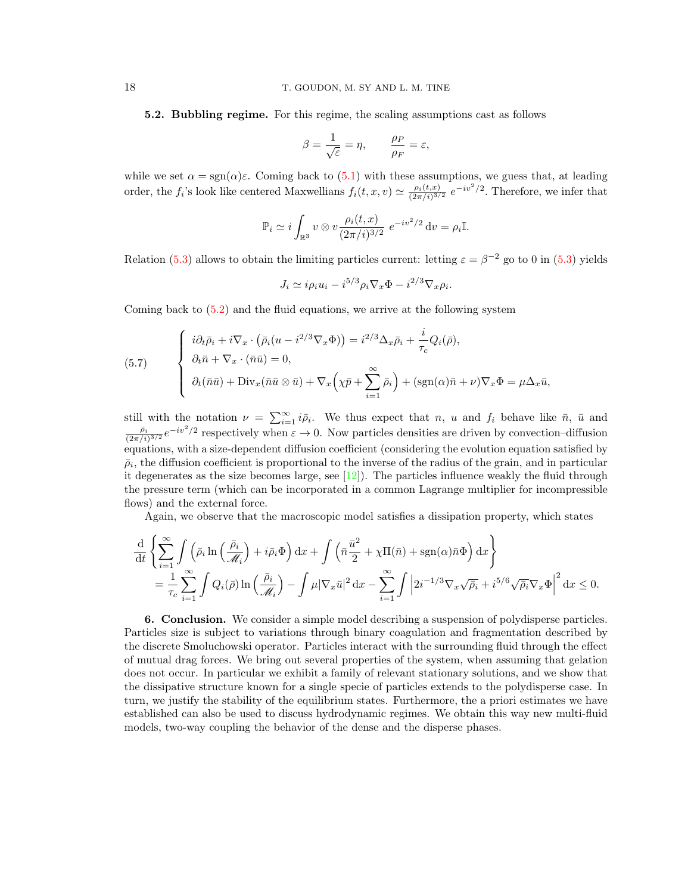**5.2. Bubbling regime.** For this regime, the scaling assumptions cast as follows

$$\beta = \frac{1}{\sqrt{\varepsilon}} = \eta, \qquad \frac{\rho_P}{\rho_F} = \varepsilon,$$

while we set $\alpha = \text{sgn}(\alpha)\varepsilon$. Coming back to (5.1) with these assumptions, we guess that, at leading order, the $f_i$'s look like centered Maxwellians $f_i(t,x,v) \simeq \frac{\rho_i(t,x)}{(2\pi/i)^{3/2}}\, e^{-iv^2/2}$. Therefore, we infer that

$$\mathbb{P}_i \simeq i\int_{\mathbb{R}^3} v\otimes v \frac{\rho_i(t,x)}{(2\pi/i)^{3/2}}\, e^{-iv^2/2}\,\mathrm{d}v = \rho_i \mathbb{I}.$$

Relation (5.3) allows to obtain the limiting particles current: letting $\varepsilon = \beta^{-2}$ go to 0 in (5.3) yields

$$J_i \simeq i\rho_i u_i - i^{5/3}\rho_i \nabla_x \Phi - i^{2/3}\nabla_x \rho_i.$$

Coming back to (5.2) and the fluid equations, we arrive at the following system

$$\begin{cases} i\partial_t \bar\rho_i + i\nabla_x \cdot \big(\bar\rho_i(u - i^{2/3}\nabla_x\Phi)\big) = i^{2/3}\Delta_x \bar\rho_i + \dfrac{i}{\tau_c} Q_i(\bar\rho), \\ \partial_t \bar n + \nabla_x\cdot(\bar n \bar u) = 0, \\ \partial_t(\bar n\bar u) + \mathrm{Div}_x(\bar n \bar u\otimes \bar u) + \nabla_x\Big(\chi \bar p + \displaystyle\sum_{i=1}^\infty \bar\rho_i\Big) + (\text{sgn}(\alpha)\bar n + \nu)\nabla_x \Phi = \mu\Delta_x \bar u, \end{cases} \tag{5.7}$$

still with the notation $\nu = \sum_{i=1}^\infty i\bar\rho_i$. We thus expect that $n$, $u$ and $f_i$ behave like $\bar n$, $\bar u$ and $\frac{\bar\rho_i}{(2\pi/i)^{3/2}} e^{-iv^2/2}$ respectively when $\varepsilon \to 0$. Now particles densities are driven by convection–diffusion equations, with a size-dependent diffusion coefficient (considering the evolution equation satisfied by $\bar\rho_i$, the diffusion coefficient is proportional to the inverse of the radius of the grain, and in particular it degenerates as the size becomes large, see [12]). The particles influence weakly the fluid through the pressure term (which can be incorporated in a common Lagrange multiplier for incompressible flows) and the external force.

Again, we observe that the macroscopic model satisfies a dissipation property, which states

$$\begin{aligned} \frac{\mathrm{d}}{\mathrm{d}t}\Big\{ \sum_{i=1}^\infty \int \Big(\bar\rho_i \ln\Big(\frac{\bar\rho_i}{\mathscr{M}_i}\Big) + i\bar\rho_i \Phi\Big)\,\mathrm{d}x + \int \Big(\bar n \frac{\bar u^2}{2} + \chi \Pi(\bar n) + \text{sgn}(\alpha)\bar n \Phi\Big)\,\mathrm{d}x \Big\} \\ = \frac{1}{\tau_c}\sum_{i=1}^\infty \int Q_i(\bar\rho) \ln\Big(\frac{\bar\rho_i}{\mathscr{M}_i}\Big) - \int \mu|\nabla_x \bar u|^2\,\mathrm{d}x - \sum_{i=1}^\infty \int \Big| 2i^{-1/3}\nabla_x\sqrt{\bar\rho_i} + i^{5/6}\sqrt{\bar\rho_i}\nabla_x\Phi\Big|^2\,\mathrm{d}x \le 0. \end{aligned}$$

**6. Conclusion.** We consider a simple model describing a suspension of polydisperse particles. Particles size is subject to variations through binary coagulation and fragmentation described by the discrete Smoluchowski operator. Particles interact with the surrounding fluid through the effect of mutual drag forces. We bring out several properties of the system, when assuming that gelation does not occur. In particular we exhibit a family of relevant stationary solutions, and we show that the dissipative structure known for a single specie of particles extends to the polydisperse case. In turn, we justify the stability of the equilibrium states. Furthermore, the a priori estimates we have established can also be used to discuss hydrodynamic regimes. We obtain this way new multi-fluid models, two-way coupling the behavior of the dense and the disperse phases.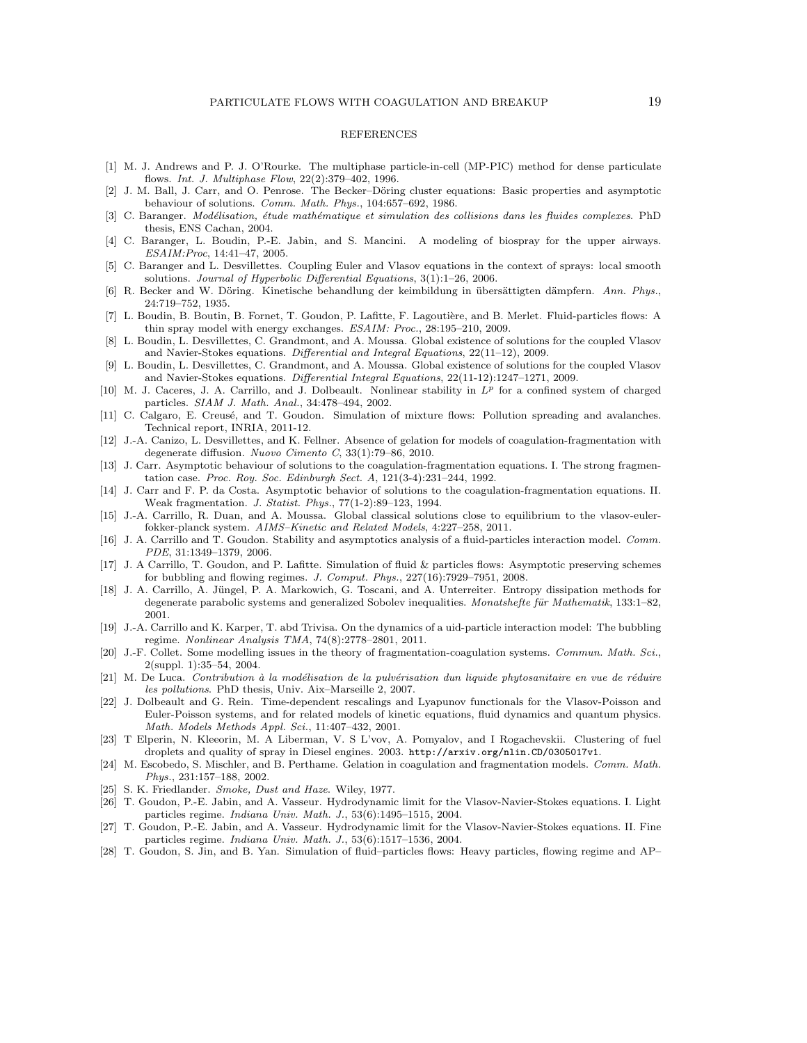# REFERENCES

[1] M. J. Andrews and P. J. O'Rourke. The multiphase particle-in-cell (MP-PIC) method for dense particulate flows. *Int. J. Multiphase Flow*, 22(2):379–402, 1996.

[2] J. M. Ball, J. Carr, and O. Penrose. The Becker–Döring cluster equations: Basic properties and asymptotic behaviour of solutions. *Comm. Math. Phys.*, 104:657–692, 1986.

[3] C. Baranger. *Modélisation, étude mathématique et simulation des collisions dans les fluides complexes*. PhD thesis, ENS Cachan, 2004.

[4] C. Baranger, L. Boudin, P.-E. Jabin, and S. Mancini. A modeling of biospray for the upper airways. *ESAIM:Proc*, 14:41–47, 2005.

[5] C. Baranger and L. Desvillettes. Coupling Euler and Vlasov equations in the context of sprays: local smooth solutions. *Journal of Hyperbolic Differential Equations*, 3(1):1–26, 2006.

[6] R. Becker and W. Döring. Kinetische behandlung der keimbildung in übersättigten dämpfern. *Ann. Phys.*, 24:719–752, 1935.

[7] L. Boudin, B. Boutin, B. Fornet, T. Goudon, P. Lafitte, F. Lagoutière, and B. Merlet. Fluid-particles flows: A thin spray model with energy exchanges. *ESAIM: Proc.*, 28:195–210, 2009.

[8] L. Boudin, L. Desvillettes, C. Grandmont, and A. Moussa. Global existence of solutions for the coupled Vlasov and Navier-Stokes equations. *Differential and Integral Equations*, 22(11–12), 2009.

[9] L. Boudin, L. Desvillettes, C. Grandmont, and A. Moussa. Global existence of solutions for the coupled Vlasov and Navier-Stokes equations. *Differential Integral Equations*, 22(11-12):1247–1271, 2009.

[10] M. J. Caceres, J. A. Carrillo, and J. Dolbeault. Nonlinear stability in $L^p$ for a confined system of charged particles. *SIAM J. Math. Anal.*, 34:478–494, 2002.

[11] C. Calgaro, E. Creusé, and T. Goudon. Simulation of mixture flows: Pollution spreading and avalanches. Technical report, INRIA, 2011-12.

[12] J.-A. Canizo, L. Desvillettes, and K. Fellner. Absence of gelation for models of coagulation-fragmentation with degenerate diffusion. *Nuovo Cimento C*, 33(1):79–86, 2010.

[13] J. Carr. Asymptotic behaviour of solutions to the coagulation-fragmentation equations. I. The strong fragmentation case. *Proc. Roy. Soc. Edinburgh Sect. A*, 121(3-4):231–244, 1992.

[14] J. Carr and F. P. da Costa. Asymptotic behavior of solutions to the coagulation-fragmentation equations. II. Weak fragmentation. *J. Statist. Phys.*, 77(1-2):89–123, 1994.

[15] J.-A. Carrillo, R. Duan, and A. Moussa. Global classical solutions close to equilibrium to the vlasov-euler-fokker-planck system. *AIMS–Kinetic and Related Models*, 4:227–258, 2011.

[16] J. A. Carrillo and T. Goudon. Stability and asymptotics analysis of a fluid-particles interaction model. *Comm. PDE*, 31:1349–1379, 2006.

[17] J. A Carrillo, T. Goudon, and P. Lafitte. Simulation of fluid & particles flows: Asymptotic preserving schemes for bubbling and flowing regimes. *J. Comput. Phys.*, 227(16):7929–7951, 2008.

[18] J. A. Carrillo, A. Jüngel, P. A. Markowich, G. Toscani, and A. Unterreiter. Entropy dissipation methods for degenerate parabolic systems and generalized Sobolev inequalities. *Monatshefte für Mathematik*, 133:1–82, 2001.

[19] J.-A. Carrillo and K. Karper, T. abd Trivisa. On the dynamics of a uid-particle interaction model: The bubbling regime. *Nonlinear Analysis TMA*, 74(8):2778–2801, 2011.

[20] J.-F. Collet. Some modelling issues in the theory of fragmentation-coagulation systems. *Commun. Math. Sci.*, 2(suppl. 1):35–54, 2004.

[21] M. De Luca. *Contribution à la modélisation de la pulvérisation dun liquide phytosanitaire en vue de réduire les pollutions*. PhD thesis, Univ. Aix–Marseille 2, 2007.

[22] J. Dolbeault and G. Rein. Time-dependent rescalings and Lyapunov functionals for the Vlasov-Poisson and Euler-Poisson systems, and for related models of kinetic equations, fluid dynamics and quantum physics. *Math. Models Methods Appl. Sci.*, 11:407–432, 2001.

[23] T Elperin, N. Kleeorin, M. A Liberman, V. S L'vov, A. Pomyalov, and I Rogachevskii. Clustering of fuel droplets and quality of spray in Diesel engines. 2003. `http://arxiv.org/nlin.CD/0305017v1`.

[24] M. Escobedo, S. Mischler, and B. Perthame. Gelation in coagulation and fragmentation models. *Comm. Math. Phys.*, 231:157–188, 2002.

[25] S. K. Friedlander. *Smoke, Dust and Haze*. Wiley, 1977.

[26] T. Goudon, P.-E. Jabin, and A. Vasseur. Hydrodynamic limit for the Vlasov-Navier-Stokes equations. I. Light particles regime. *Indiana Univ. Math. J.*, 53(6):1495–1515, 2004.

[27] T. Goudon, P.-E. Jabin, and A. Vasseur. Hydrodynamic limit for the Vlasov-Navier-Stokes equations. II. Fine particles regime. *Indiana Univ. Math. J.*, 53(6):1517–1536, 2004.

[28] T. Goudon, S. Jin, and B. Yan. Simulation of fluid–particles flows: Heavy particles, flowing regime and AP–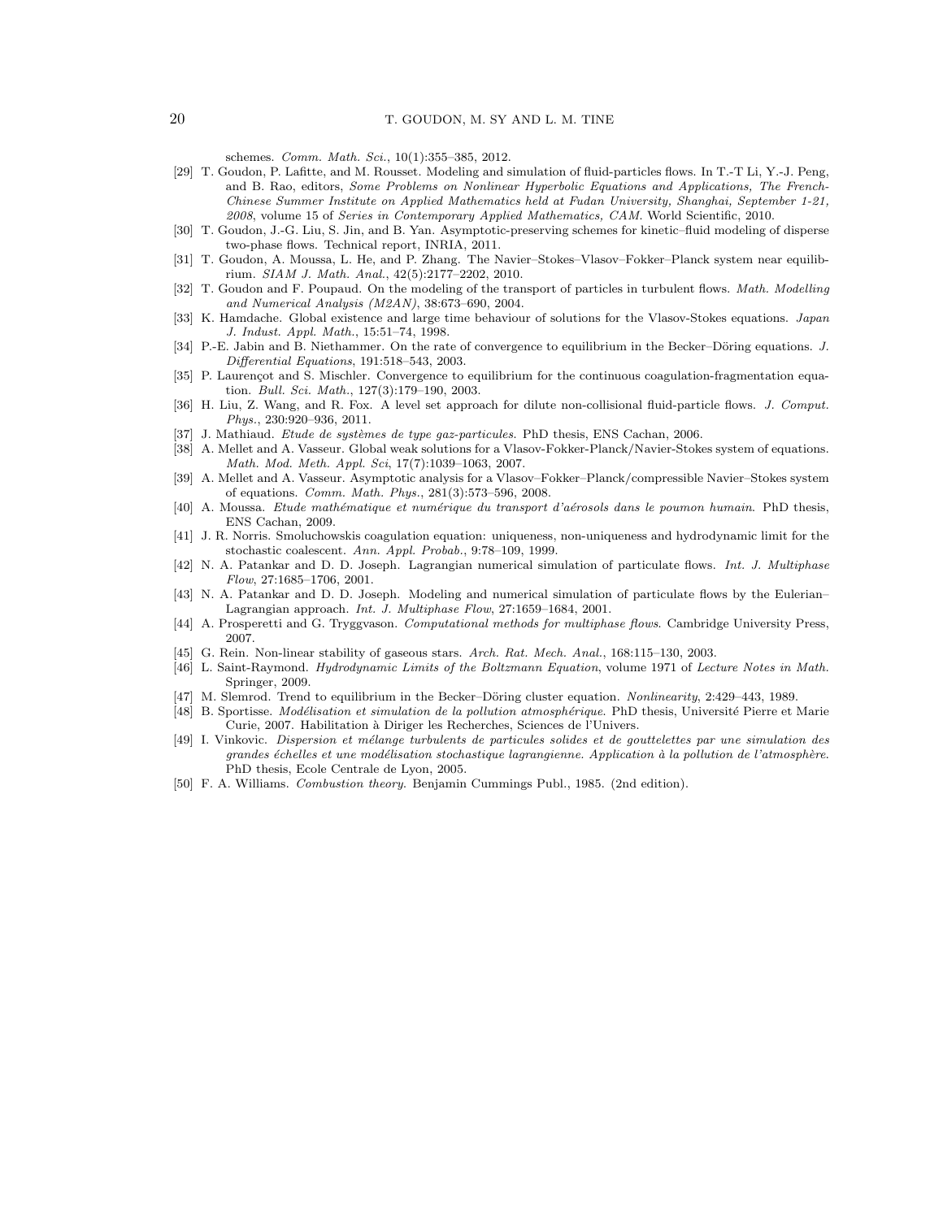schemes. *Comm. Math. Sci.*, 10(1):355–385, 2012.

[29] T. Goudon, P. Lafitte, and M. Rousset. Modeling and simulation of fluid-particles flows. In T.-T Li, Y.-J. Peng, and B. Rao, editors, *Some Problems on Nonlinear Hyperbolic Equations and Applications, The French-Chinese Summer Institute on Applied Mathematics held at Fudan University, Shanghai, September 1-21, 2008*, volume 15 of *Series in Contemporary Applied Mathematics, CAM*. World Scientific, 2010.

[30] T. Goudon, J.-G. Liu, S. Jin, and B. Yan. Asymptotic-preserving schemes for kinetic–fluid modeling of disperse two-phase flows. Technical report, INRIA, 2011.

[31] T. Goudon, A. Moussa, L. He, and P. Zhang. The Navier–Stokes–Vlasov–Fokker–Planck system near equilibrium. *SIAM J. Math. Anal.*, 42(5):2177–2202, 2010.

[32] T. Goudon and F. Poupaud. On the modeling of the transport of particles in turbulent flows. *Math. Modelling and Numerical Analysis (M2AN)*, 38:673–690, 2004.

[33] K. Hamdache. Global existence and large time behaviour of solutions for the Vlasov-Stokes equations. *Japan J. Indust. Appl. Math.*, 15:51–74, 1998.

[34] P.-E. Jabin and B. Niethammer. On the rate of convergence to equilibrium in the Becker–Döring equations. *J. Differential Equations*, 191:518–543, 2003.

[35] P. Laurençot and S. Mischler. Convergence to equilibrium for the continuous coagulation-fragmentation equation. *Bull. Sci. Math.*, 127(3):179–190, 2003.

[36] H. Liu, Z. Wang, and R. Fox. A level set approach for dilute non-collisional fluid-particle flows. *J. Comput. Phys.*, 230:920–936, 2011.

[37] J. Mathiaud. *Etude de systèmes de type gaz-particules*. PhD thesis, ENS Cachan, 2006.

[38] A. Mellet and A. Vasseur. Global weak solutions for a Vlasov-Fokker-Planck/Navier-Stokes system of equations. *Math. Mod. Meth. Appl. Sci*, 17(7):1039–1063, 2007.

[39] A. Mellet and A. Vasseur. Asymptotic analysis for a Vlasov–Fokker–Planck/compressible Navier–Stokes system of equations. *Comm. Math. Phys.*, 281(3):573–596, 2008.

[40] A. Moussa. *Etude mathématique et numérique du transport d'aérosols dans le poumon humain*. PhD thesis, ENS Cachan, 2009.

[41] J. R. Norris. Smoluchowskis coagulation equation: uniqueness, non-uniqueness and hydrodynamic limit for the stochastic coalescent. *Ann. Appl. Probab.*, 9:78–109, 1999.

[42] N. A. Patankar and D. D. Joseph. Lagrangian numerical simulation of particulate flows. *Int. J. Multiphase Flow*, 27:1685–1706, 2001.

[43] N. A. Patankar and D. D. Joseph. Modeling and numerical simulation of particulate flows by the Eulerian–Lagrangian approach. *Int. J. Multiphase Flow*, 27:1659–1684, 2001.

[44] A. Prosperetti and G. Tryggvason. *Computational methods for multiphase flows*. Cambridge University Press, 2007.

[45] G. Rein. Non-linear stability of gaseous stars. *Arch. Rat. Mech. Anal.*, 168:115–130, 2003.

[46] L. Saint-Raymond. *Hydrodynamic Limits of the Boltzmann Equation*, volume 1971 of *Lecture Notes in Math.* Springer, 2009.

[47] M. Slemrod. Trend to equilibrium in the Becker–Döring cluster equation. *Nonlinearity*, 2:429–443, 1989.

[48] B. Sportisse. *Modélisation et simulation de la pollution atmosphérique*. PhD thesis, Université Pierre et Marie Curie, 2007. Habilitation à Diriger les Recherches, Sciences de l'Univers.

[49] I. Vinkovic. *Dispersion et mélange turbulents de particules solides et de gouttelettes par une simulation des grandes échelles et une modélisation stochastique lagrangienne. Application à la pollution de l'atmosphère*. PhD thesis, Ecole Centrale de Lyon, 2005.

[50] F. A. Williams. *Combustion theory*. Benjamin Cummings Publ., 1985. (2nd edition).